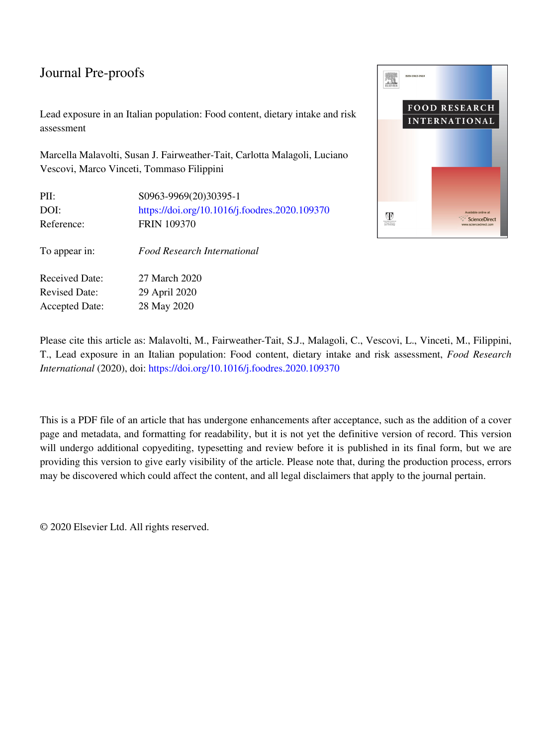Journal Pre-proofs

Lead exposure in an Italian population: Food content, dietary intake and risk assessment

Marcella Malavolti, Susan J. Fairweather-Tait, Carlotta Malagoli, Luciano Vescovi, Marco Vinceti, Tommaso Filippini

| | |
|---|---|
| PII: | S0963-9969(20)30395-1 |
| DOI: | https://doi.org/10.1016/j.foodres.2020.109370 |
| Reference: | FRIN 109370 |
| To appear in: | *Food Research International* |
| Received Date: | 27 March 2020 |
| Revised Date: | 29 April 2020 |
| Accepted Date: | 28 May 2020 |

Please cite this article as: Malavolti, M., Fairweather-Tait, S.J., Malagoli, C., Vescovi, L., Vinceti, M., Filippini, T., Lead exposure in an Italian population: Food content, dietary intake and risk assessment, *Food Research International* (2020), doi: https://doi.org/10.1016/j.foodres.2020.109370

This is a PDF file of an article that has undergone enhancements after acceptance, such as the addition of a cover page and metadata, and formatting for readability, but it is not yet the definitive version of record. This version will undergo additional copyediting, typesetting and review before it is published in its final form, but we are providing this version to give early visibility of the article. Please note that, during the production process, errors may be discovered which could affect the content, and all legal disclaimers that apply to the journal pertain.

© 2020 Elsevier Ltd. All rights reserved.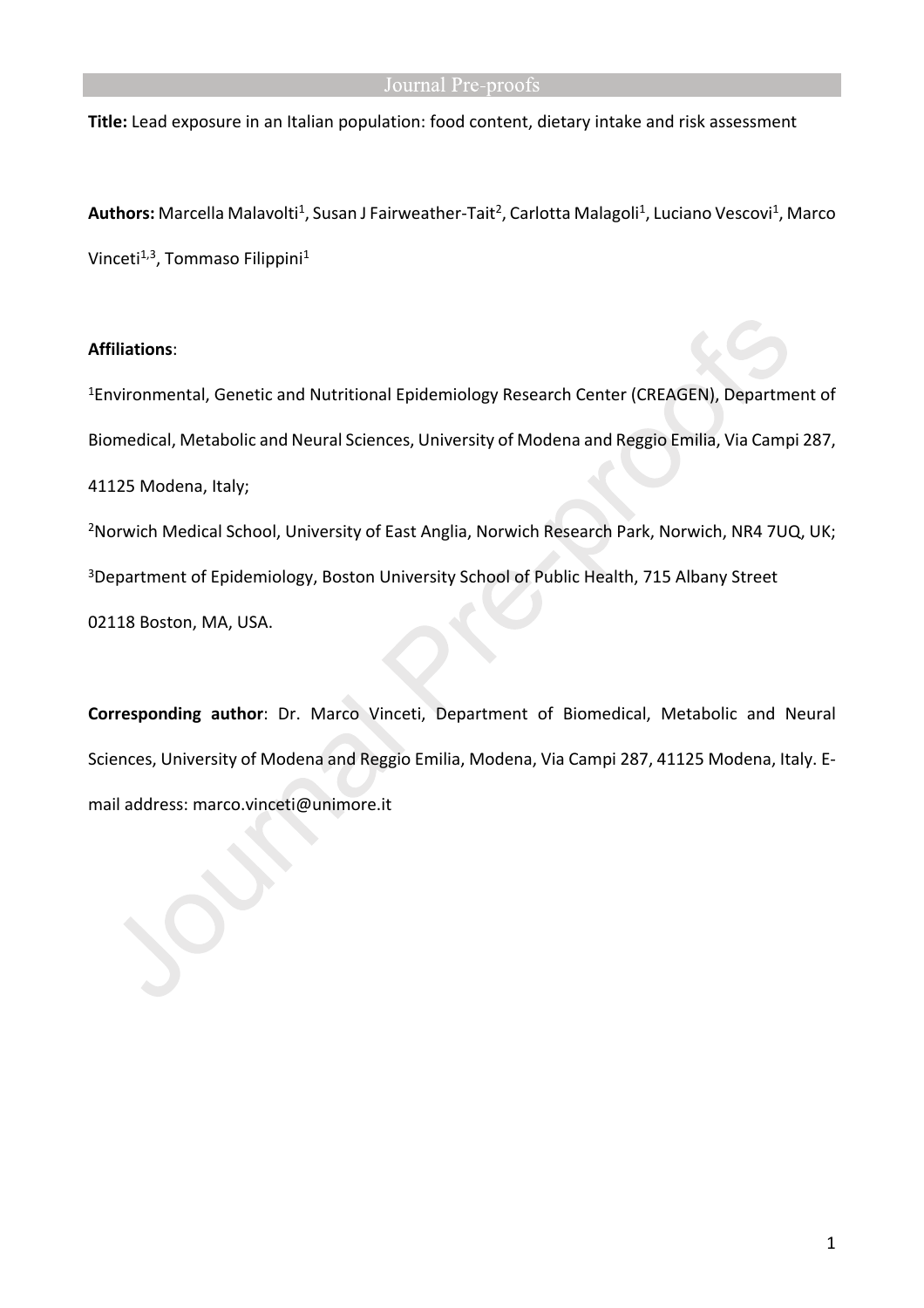**Title:** Lead exposure in an Italian population: food content, dietary intake and risk assessment

**Authors:** Marcella Malavolti[1], Susan J Fairweather-Tait[2], Carlotta Malagoli[1], Luciano Vescovi[1], Marco Vinceti[1,3], Tommaso Filippini[1]

**Affiliations**:

[1]Environmental, Genetic and Nutritional Epidemiology Research Center (CREAGEN), Department of Biomedical, Metabolic and Neural Sciences, University of Modena and Reggio Emilia, Via Campi 287, 41125 Modena, Italy;

[2]Norwich Medical School, University of East Anglia, Norwich Research Park, Norwich, NR4 7UQ, UK;

[3]Department of Epidemiology, Boston University School of Public Health, 715 Albany Street 02118 Boston, MA, USA.

**Corresponding author**: Dr. Marco Vinceti, Department of Biomedical, Metabolic and Neural Sciences, University of Modena and Reggio Emilia, Modena, Via Campi 287, 41125 Modena, Italy. E-mail address: marco.vinceti@unimore.it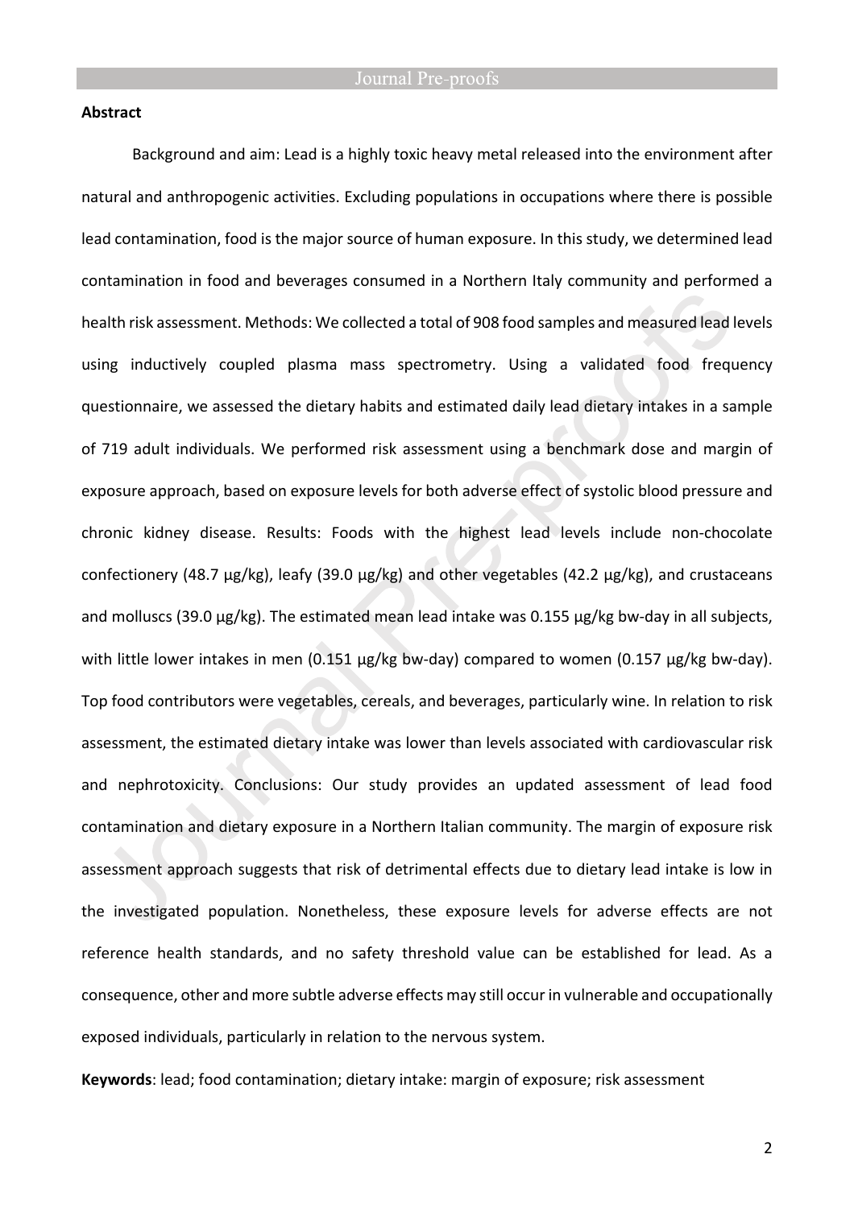**Abstract**

Background and aim: Lead is a highly toxic heavy metal released into the environment after natural and anthropogenic activities. Excluding populations in occupations where there is possible lead contamination, food is the major source of human exposure. In this study, we determined lead contamination in food and beverages consumed in a Northern Italy community and performed a health risk assessment. Methods: We collected a total of 908 food samples and measured lead levels using inductively coupled plasma mass spectrometry. Using a validated food frequency questionnaire, we assessed the dietary habits and estimated daily lead dietary intakes in a sample of 719 adult individuals. We performed risk assessment using a benchmark dose and margin of exposure approach, based on exposure levels for both adverse effect of systolic blood pressure and chronic kidney disease. Results: Foods with the highest lead levels include non-chocolate confectionery (48.7 µg/kg), leafy (39.0 µg/kg) and other vegetables (42.2 µg/kg), and crustaceans and molluscs (39.0 µg/kg). The estimated mean lead intake was 0.155 µg/kg bw-day in all subjects, with little lower intakes in men (0.151 µg/kg bw-day) compared to women (0.157 µg/kg bw-day). Top food contributors were vegetables, cereals, and beverages, particularly wine. In relation to risk assessment, the estimated dietary intake was lower than levels associated with cardiovascular risk and nephrotoxicity. Conclusions: Our study provides an updated assessment of lead food contamination and dietary exposure in a Northern Italian community. The margin of exposure risk assessment approach suggests that risk of detrimental effects due to dietary lead intake is low in the investigated population. Nonetheless, these exposure levels for adverse effects are not reference health standards, and no safety threshold value can be established for lead. As a consequence, other and more subtle adverse effects may still occur in vulnerable and occupationally exposed individuals, particularly in relation to the nervous system.

**Keywords**: lead; food contamination; dietary intake: margin of exposure; risk assessment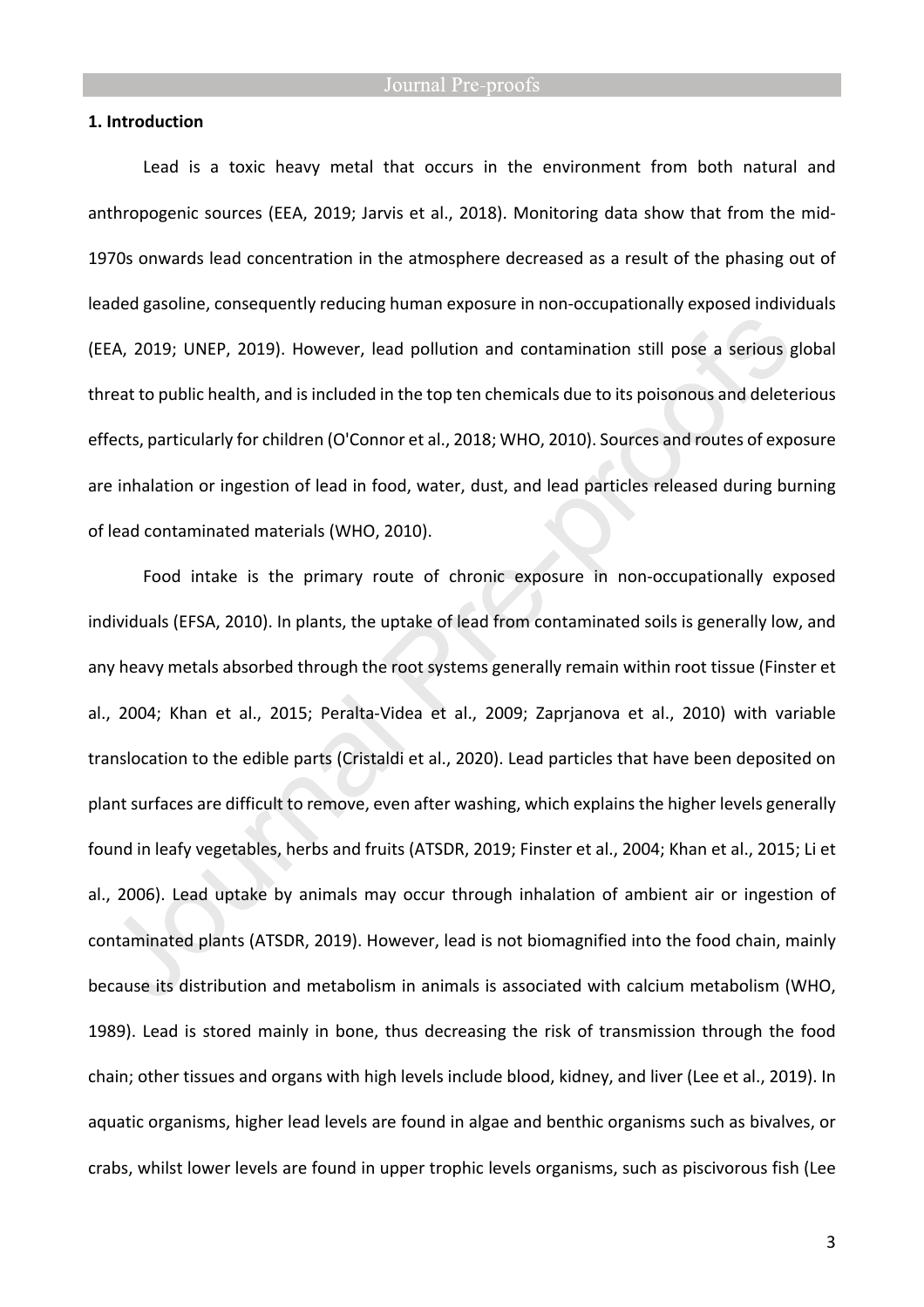### 1. Introduction

Lead is a toxic heavy metal that occurs in the environment from both natural and anthropogenic sources (EEA, 2019; Jarvis et al., 2018). Monitoring data show that from the mid-1970s onwards lead concentration in the atmosphere decreased as a result of the phasing out of leaded gasoline, consequently reducing human exposure in non-occupationally exposed individuals (EEA, 2019; UNEP, 2019). However, lead pollution and contamination still pose a serious global threat to public health, and is included in the top ten chemicals due to its poisonous and deleterious effects, particularly for children (O'Connor et al., 2018; WHO, 2010). Sources and routes of exposure are inhalation or ingestion of lead in food, water, dust, and lead particles released during burning of lead contaminated materials (WHO, 2010).

Food intake is the primary route of chronic exposure in non-occupationally exposed individuals (EFSA, 2010). In plants, the uptake of lead from contaminated soils is generally low, and any heavy metals absorbed through the root systems generally remain within root tissue (Finster et al., 2004; Khan et al., 2015; Peralta-Videa et al., 2009; Zaprjanova et al., 2010) with variable translocation to the edible parts (Cristaldi et al., 2020). Lead particles that have been deposited on plant surfaces are difficult to remove, even after washing, which explains the higher levels generally found in leafy vegetables, herbs and fruits (ATSDR, 2019; Finster et al., 2004; Khan et al., 2015; Li et al., 2006). Lead uptake by animals may occur through inhalation of ambient air or ingestion of contaminated plants (ATSDR, 2019). However, lead is not biomagnified into the food chain, mainly because its distribution and metabolism in animals is associated with calcium metabolism (WHO, 1989). Lead is stored mainly in bone, thus decreasing the risk of transmission through the food chain; other tissues and organs with high levels include blood, kidney, and liver (Lee et al., 2019). In aquatic organisms, higher lead levels are found in algae and benthic organisms such as bivalves, or crabs, whilst lower levels are found in upper trophic levels organisms, such as piscivorous fish (Lee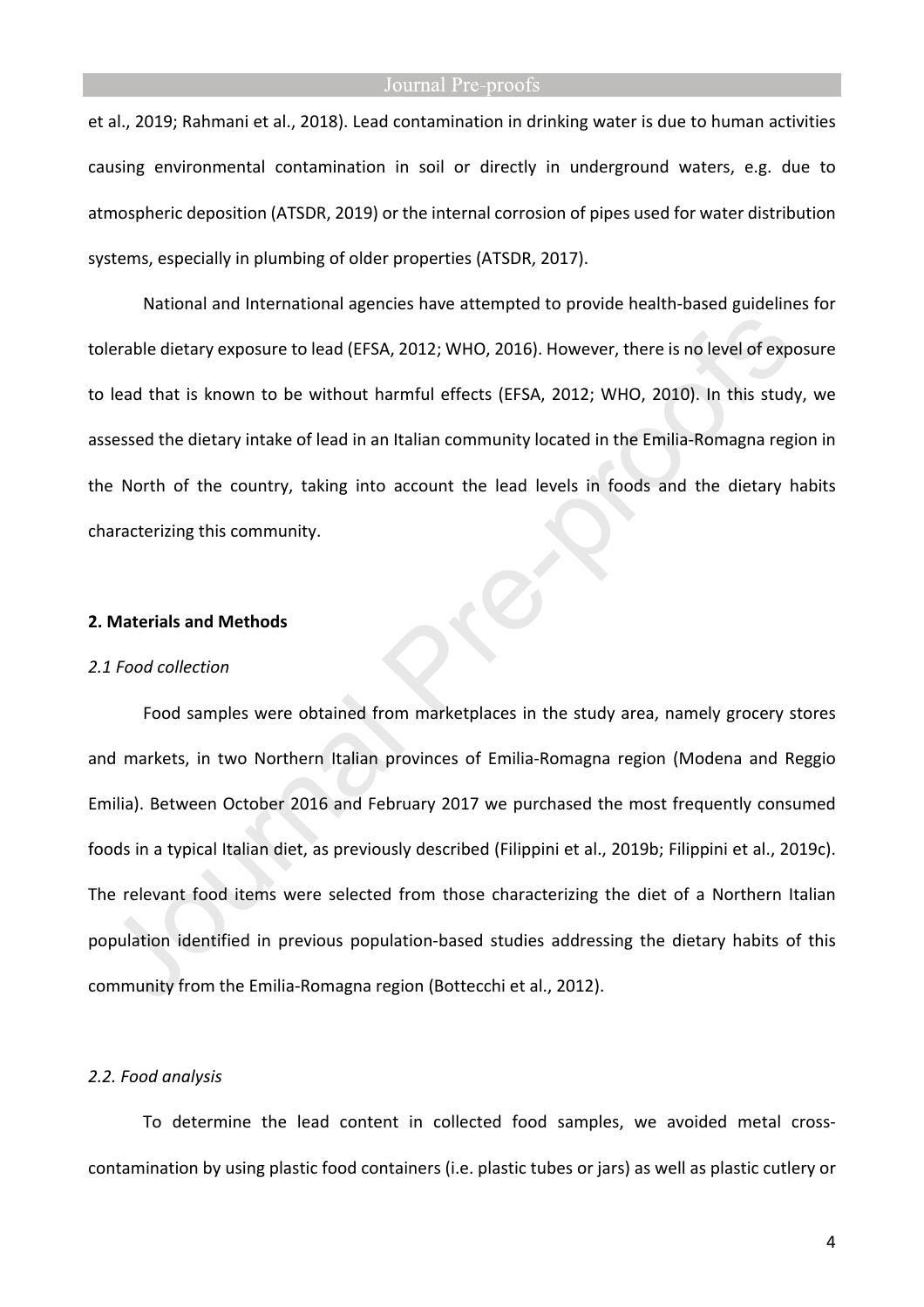et al., 2019; Rahmani et al., 2018). Lead contamination in drinking water is due to human activities causing environmental contamination in soil or directly in underground waters, e.g. due to atmospheric deposition (ATSDR, 2019) or the internal corrosion of pipes used for water distribution systems, especially in plumbing of older properties (ATSDR, 2017).

National and International agencies have attempted to provide health-based guidelines for tolerable dietary exposure to lead (EFSA, 2012; WHO, 2016). However, there is no level of exposure to lead that is known to be without harmful effects (EFSA, 2012; WHO, 2010). In this study, we assessed the dietary intake of lead in an Italian community located in the Emilia-Romagna region in the North of the country, taking into account the lead levels in foods and the dietary habits characterizing this community.

## 2. Materials and Methods

### *2.1 Food collection*

Food samples were obtained from marketplaces in the study area, namely grocery stores and markets, in two Northern Italian provinces of Emilia-Romagna region (Modena and Reggio Emilia). Between October 2016 and February 2017 we purchased the most frequently consumed foods in a typical Italian diet, as previously described (Filippini et al., 2019b; Filippini et al., 2019c). The relevant food items were selected from those characterizing the diet of a Northern Italian population identified in previous population-based studies addressing the dietary habits of this community from the Emilia-Romagna region (Bottecchi et al., 2012).

### *2.2. Food analysis*

To determine the lead content in collected food samples, we avoided metal cross-contamination by using plastic food containers (i.e. plastic tubes or jars) as well as plastic cutlery or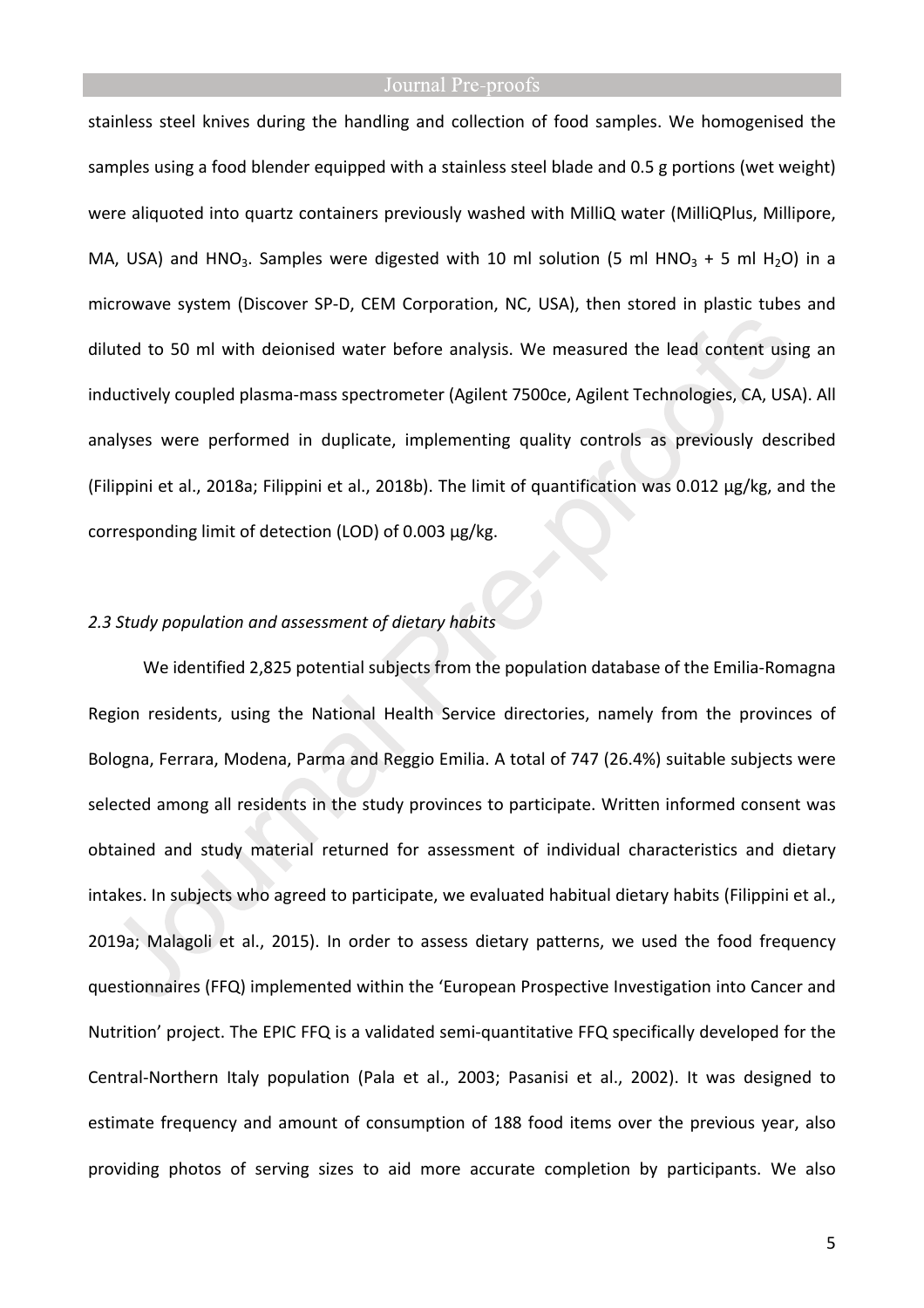stainless steel knives during the handling and collection of food samples. We homogenised the samples using a food blender equipped with a stainless steel blade and 0.5 g portions (wet weight) were aliquoted into quartz containers previously washed with MilliQ water (MilliQPlus, Millipore, MA, USA) and $HNO_3$. Samples were digested with 10 ml solution (5 ml $HNO_3$ + 5 ml $H_2O$) in a microwave system (Discover SP-D, CEM Corporation, NC, USA), then stored in plastic tubes and diluted to 50 ml with deionised water before analysis. We measured the lead content using an inductively coupled plasma-mass spectrometer (Agilent 7500ce, Agilent Technologies, CA, USA). All analyses were performed in duplicate, implementing quality controls as previously described (Filippini et al., 2018a; Filippini et al., 2018b). The limit of quantification was 0.012 µg/kg, and the corresponding limit of detection (LOD) of 0.003 µg/kg.

*2.3 Study population and assessment of dietary habits*

We identified 2,825 potential subjects from the population database of the Emilia-Romagna Region residents, using the National Health Service directories, namely from the provinces of Bologna, Ferrara, Modena, Parma and Reggio Emilia. A total of 747 (26.4%) suitable subjects were selected among all residents in the study provinces to participate. Written informed consent was obtained and study material returned for assessment of individual characteristics and dietary intakes. In subjects who agreed to participate, we evaluated habitual dietary habits (Filippini et al., 2019a; Malagoli et al., 2015). In order to assess dietary patterns, we used the food frequency questionnaires (FFQ) implemented within the 'European Prospective Investigation into Cancer and Nutrition' project. The EPIC FFQ is a validated semi-quantitative FFQ specifically developed for the Central-Northern Italy population (Pala et al., 2003; Pasanisi et al., 2002). It was designed to estimate frequency and amount of consumption of 188 food items over the previous year, also providing photos of serving sizes to aid more accurate completion by participants. We also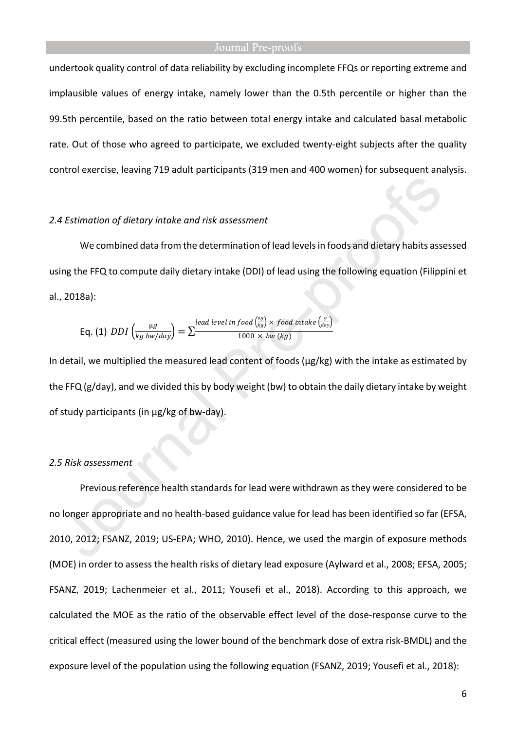undertook quality control of data reliability by excluding incomplete FFQs or reporting extreme and implausible values of energy intake, namely lower than the 0.5th percentile or higher than the 99.5th percentile, based on the ratio between total energy intake and calculated basal metabolic rate. Out of those who agreed to participate, we excluded twenty-eight subjects after the quality control exercise, leaving 719 adult participants (319 men and 400 women) for subsequent analysis.

### *2.4 Estimation of dietary intake and risk assessment*

We combined data from the determination of lead levels in foods and dietary habits assessed using the FFQ to compute daily dietary intake (DDI) of lead using the following equation (Filippini et al., 2018a):

$$\text{Eq. (1)}\ DDI\left(\frac{\mu g}{kg\ bw/day}\right) = \sum \frac{lead\ level\ in\ food\left(\frac{\mu g}{kg}\right) \times\ food\ intake\left(\frac{g}{day}\right)}{1000\ \times\ bw\ (kg)}$$

In detail, we multiplied the measured lead content of foods (µg/kg) with the intake as estimated by the FFQ (g/day), and we divided this by body weight (bw) to obtain the daily dietary intake by weight of study participants (in µg/kg of bw-day).

### *2.5 Risk assessment*

Previous reference health standards for lead were withdrawn as they were considered to be no longer appropriate and no health-based guidance value for lead has been identified so far (EFSA, 2010, 2012; FSANZ, 2019; US-EPA; WHO, 2010). Hence, we used the margin of exposure methods (MOE) in order to assess the health risks of dietary lead exposure (Aylward et al., 2008; EFSA, 2005; FSANZ, 2019; Lachenmeier et al., 2011; Yousefi et al., 2018). According to this approach, we calculated the MOE as the ratio of the observable effect level of the dose-response curve to the critical effect (measured using the lower bound of the benchmark dose of extra risk-BMDL) and the exposure level of the population using the following equation (FSANZ, 2019; Yousefi et al., 2018):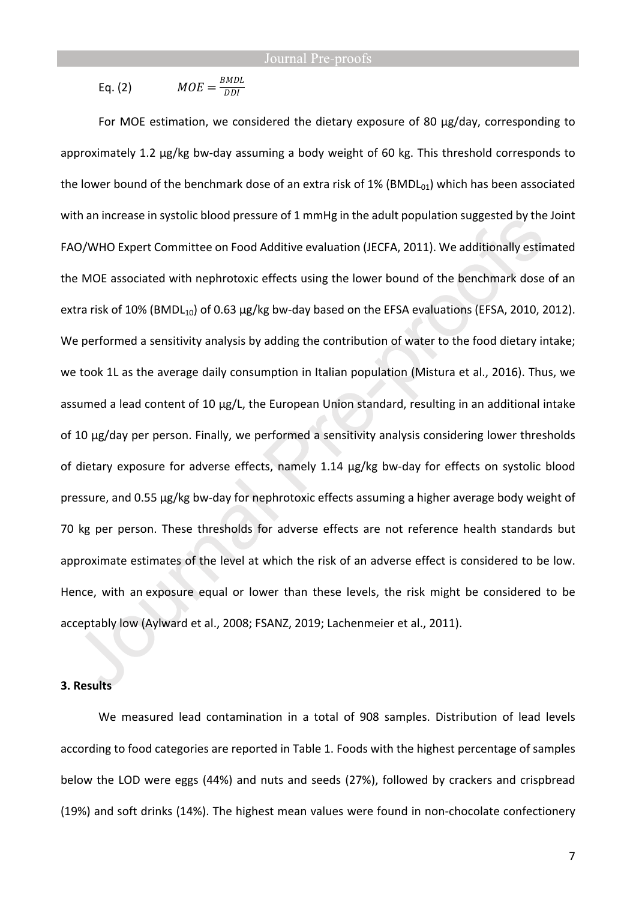Eq. (2) $$MOE = \frac{BMDL}{DDI}$$

For MOE estimation, we considered the dietary exposure of 80 µg/day, corresponding to approximately 1.2 µg/kg bw-day assuming a body weight of 60 kg. This threshold corresponds to the lower bound of the benchmark dose of an extra risk of 1% ($BMDL_{01}$) which has been associated with an increase in systolic blood pressure of 1 mmHg in the adult population suggested by the Joint FAO/WHO Expert Committee on Food Additive evaluation (JECFA, 2011). We additionally estimated the MOE associated with nephrotoxic effects using the lower bound of the benchmark dose of an extra risk of 10% ($BMDL_{10}$) of 0.63 µg/kg bw-day based on the EFSA evaluations (EFSA, 2010, 2012). We performed a sensitivity analysis by adding the contribution of water to the food dietary intake; we took 1L as the average daily consumption in Italian population (Mistura et al., 2016). Thus, we assumed a lead content of 10 µg/L, the European Union standard, resulting in an additional intake of 10 µg/day per person. Finally, we performed a sensitivity analysis considering lower thresholds of dietary exposure for adverse effects, namely 1.14 µg/kg bw-day for effects on systolic blood pressure, and 0.55 µg/kg bw-day for nephrotoxic effects assuming a higher average body weight of 70 kg per person. These thresholds for adverse effects are not reference health standards but approximate estimates of the level at which the risk of an adverse effect is considered to be low. Hence, with an exposure equal or lower than these levels, the risk might be considered to be acceptably low (Aylward et al., 2008; FSANZ, 2019; Lachenmeier et al., 2011).

## 3. Results

We measured lead contamination in a total of 908 samples. Distribution of lead levels according to food categories are reported in Table 1. Foods with the highest percentage of samples below the LOD were eggs (44%) and nuts and seeds (27%), followed by crackers and crispbread (19%) and soft drinks (14%). The highest mean values were found in non-chocolate confectionery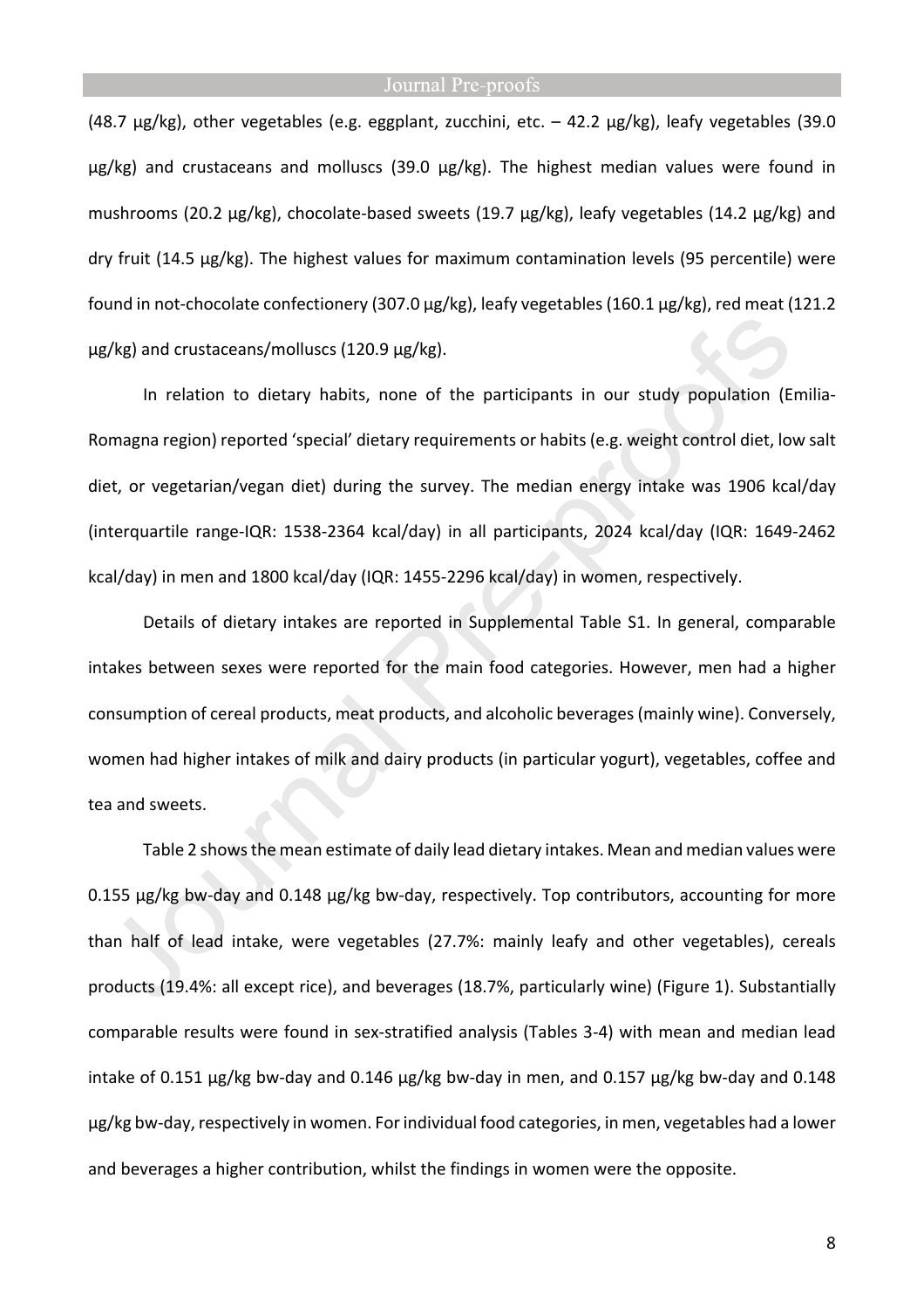(48.7 μg/kg), other vegetables (e.g. eggplant, zucchini, etc. – 42.2 μg/kg), leafy vegetables (39.0 μg/kg) and crustaceans and molluscs (39.0 μg/kg). The highest median values were found in mushrooms (20.2 μg/kg), chocolate-based sweets (19.7 μg/kg), leafy vegetables (14.2 μg/kg) and dry fruit (14.5 μg/kg). The highest values for maximum contamination levels (95 percentile) were found in not-chocolate confectionery (307.0 μg/kg), leafy vegetables (160.1 μg/kg), red meat (121.2 μg/kg) and crustaceans/molluscs (120.9 μg/kg).

In relation to dietary habits, none of the participants in our study population (Emilia-Romagna region) reported 'special' dietary requirements or habits (e.g. weight control diet, low salt diet, or vegetarian/vegan diet) during the survey. The median energy intake was 1906 kcal/day (interquartile range-IQR: 1538-2364 kcal/day) in all participants, 2024 kcal/day (IQR: 1649-2462 kcal/day) in men and 1800 kcal/day (IQR: 1455-2296 kcal/day) in women, respectively.

Details of dietary intakes are reported in Supplemental Table S1. In general, comparable intakes between sexes were reported for the main food categories. However, men had a higher consumption of cereal products, meat products, and alcoholic beverages (mainly wine). Conversely, women had higher intakes of milk and dairy products (in particular yogurt), vegetables, coffee and tea and sweets.

Table 2 shows the mean estimate of daily lead dietary intakes. Mean and median values were 0.155 μg/kg bw-day and 0.148 μg/kg bw-day, respectively. Top contributors, accounting for more than half of lead intake, were vegetables (27.7%: mainly leafy and other vegetables), cereals products (19.4%: all except rice), and beverages (18.7%, particularly wine) (Figure 1). Substantially comparable results were found in sex-stratified analysis (Tables 3-4) with mean and median lead intake of 0.151 μg/kg bw-day and 0.146 μg/kg bw-day in men, and 0.157 μg/kg bw-day and 0.148 μg/kg bw-day, respectively in women. For individual food categories, in men, vegetables had a lower and beverages a higher contribution, whilst the findings in women were the opposite.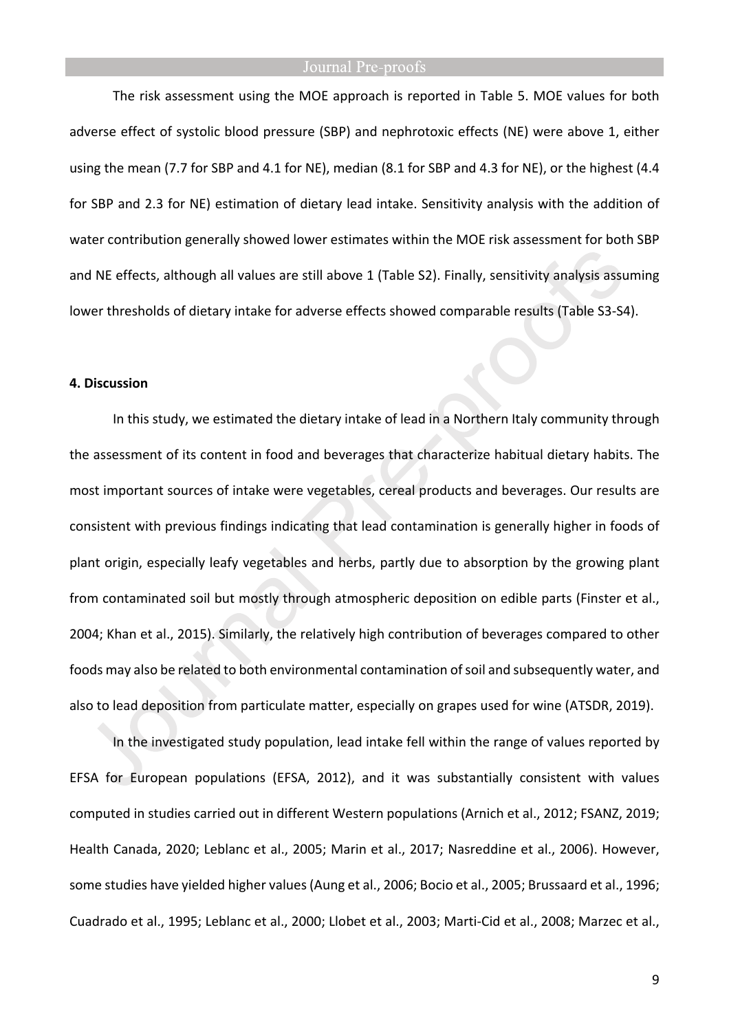The risk assessment using the MOE approach is reported in Table 5. MOE values for both adverse effect of systolic blood pressure (SBP) and nephrotoxic effects (NE) were above 1, either using the mean (7.7 for SBP and 4.1 for NE), median (8.1 for SBP and 4.3 for NE), or the highest (4.4 for SBP and 2.3 for NE) estimation of dietary lead intake. Sensitivity analysis with the addition of water contribution generally showed lower estimates within the MOE risk assessment for both SBP and NE effects, although all values are still above 1 (Table S2). Finally, sensitivity analysis assuming lower thresholds of dietary intake for adverse effects showed comparable results (Table S3-S4).

## 4. Discussion

In this study, we estimated the dietary intake of lead in a Northern Italy community through the assessment of its content in food and beverages that characterize habitual dietary habits. The most important sources of intake were vegetables, cereal products and beverages. Our results are consistent with previous findings indicating that lead contamination is generally higher in foods of plant origin, especially leafy vegetables and herbs, partly due to absorption by the growing plant from contaminated soil but mostly through atmospheric deposition on edible parts (Finster et al., 2004; Khan et al., 2015). Similarly, the relatively high contribution of beverages compared to other foods may also be related to both environmental contamination of soil and subsequently water, and also to lead deposition from particulate matter, especially on grapes used for wine (ATSDR, 2019).

In the investigated study population, lead intake fell within the range of values reported by EFSA for European populations (EFSA, 2012), and it was substantially consistent with values computed in studies carried out in different Western populations (Arnich et al., 2012; FSANZ, 2019; Health Canada, 2020; Leblanc et al., 2005; Marin et al., 2017; Nasreddine et al., 2006). However, some studies have yielded higher values (Aung et al., 2006; Bocio et al., 2005; Brussaard et al., 1996; Cuadrado et al., 1995; Leblanc et al., 2000; Llobet et al., 2003; Marti-Cid et al., 2008; Marzec et al.,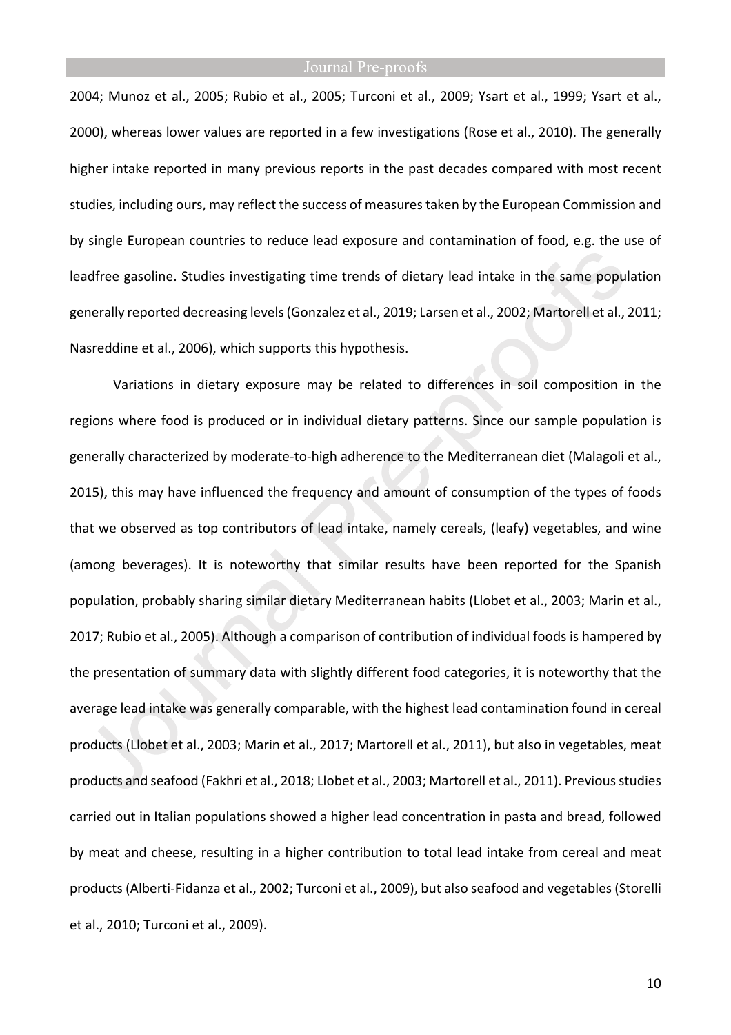2004; Munoz et al., 2005; Rubio et al., 2005; Turconi et al., 2009; Ysart et al., 1999; Ysart et al., 2000), whereas lower values are reported in a few investigations (Rose et al., 2010). The generally higher intake reported in many previous reports in the past decades compared with most recent studies, including ours, may reflect the success of measures taken by the European Commission and by single European countries to reduce lead exposure and contamination of food, e.g. the use of leadfree gasoline. Studies investigating time trends of dietary lead intake in the same population generally reported decreasing levels (Gonzalez et al., 2019; Larsen et al., 2002; Martorell et al., 2011; Nasreddine et al., 2006), which supports this hypothesis.

Variations in dietary exposure may be related to differences in soil composition in the regions where food is produced or in individual dietary patterns. Since our sample population is generally characterized by moderate-to-high adherence to the Mediterranean diet (Malagoli et al., 2015), this may have influenced the frequency and amount of consumption of the types of foods that we observed as top contributors of lead intake, namely cereals, (leafy) vegetables, and wine (among beverages). It is noteworthy that similar results have been reported for the Spanish population, probably sharing similar dietary Mediterranean habits (Llobet et al., 2003; Marin et al., 2017; Rubio et al., 2005). Although a comparison of contribution of individual foods is hampered by the presentation of summary data with slightly different food categories, it is noteworthy that the average lead intake was generally comparable, with the highest lead contamination found in cereal products (Llobet et al., 2003; Marin et al., 2017; Martorell et al., 2011), but also in vegetables, meat products and seafood (Fakhri et al., 2018; Llobet et al., 2003; Martorell et al., 2011). Previous studies carried out in Italian populations showed a higher lead concentration in pasta and bread, followed by meat and cheese, resulting in a higher contribution to total lead intake from cereal and meat products (Alberti-Fidanza et al., 2002; Turconi et al., 2009), but also seafood and vegetables (Storelli et al., 2010; Turconi et al., 2009).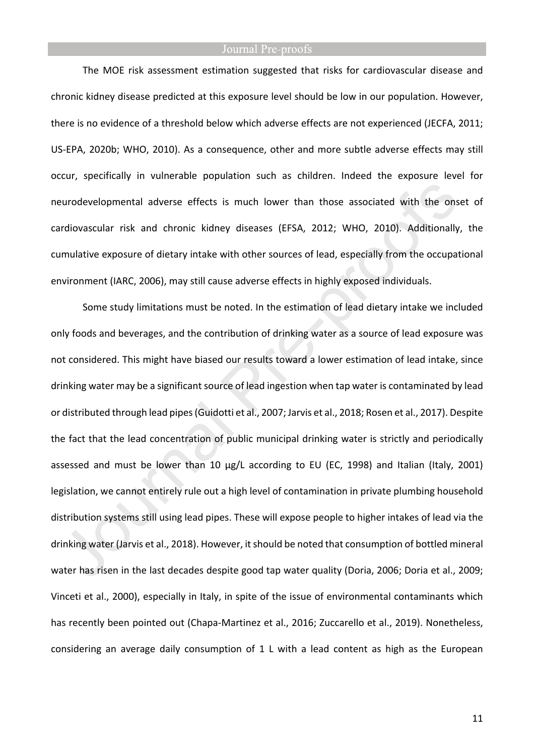The MOE risk assessment estimation suggested that risks for cardiovascular disease and chronic kidney disease predicted at this exposure level should be low in our population. However, there is no evidence of a threshold below which adverse effects are not experienced (JECFA, 2011; US-EPA, 2020b; WHO, 2010). As a consequence, other and more subtle adverse effects may still occur, specifically in vulnerable population such as children. Indeed the exposure level for neurodevelopmental adverse effects is much lower than those associated with the onset of cardiovascular risk and chronic kidney diseases (EFSA, 2012; WHO, 2010). Additionally, the cumulative exposure of dietary intake with other sources of lead, especially from the occupational environment (IARC, 2006), may still cause adverse effects in highly exposed individuals.

Some study limitations must be noted. In the estimation of lead dietary intake we included only foods and beverages, and the contribution of drinking water as a source of lead exposure was not considered. This might have biased our results toward a lower estimation of lead intake, since drinking water may be a significant source of lead ingestion when tap water is contaminated by lead or distributed through lead pipes (Guidotti et al., 2007; Jarvis et al., 2018; Rosen et al., 2017). Despite the fact that the lead concentration of public municipal drinking water is strictly and periodically assessed and must be lower than 10 μg/L according to EU (EC, 1998) and Italian (Italy, 2001) legislation, we cannot entirely rule out a high level of contamination in private plumbing household distribution systems still using lead pipes. These will expose people to higher intakes of lead via the drinking water (Jarvis et al., 2018). However, it should be noted that consumption of bottled mineral water has risen in the last decades despite good tap water quality (Doria, 2006; Doria et al., 2009; Vinceti et al., 2000), especially in Italy, in spite of the issue of environmental contaminants which has recently been pointed out (Chapa-Martinez et al., 2016; Zuccarello et al., 2019). Nonetheless, considering an average daily consumption of 1 L with a lead content as high as the European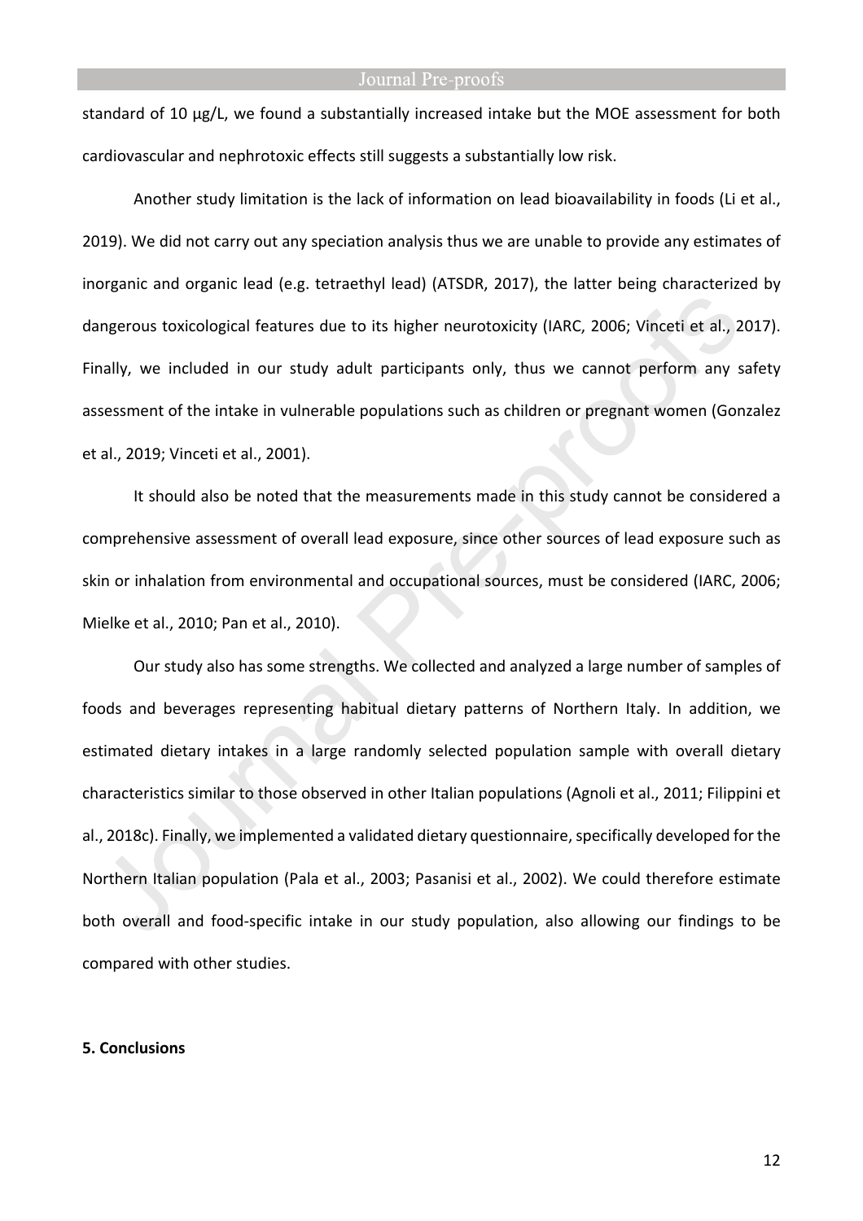standard of 10 µg/L, we found a substantially increased intake but the MOE assessment for both cardiovascular and nephrotoxic effects still suggests a substantially low risk.

Another study limitation is the lack of information on lead bioavailability in foods (Li et al., 2019). We did not carry out any speciation analysis thus we are unable to provide any estimates of inorganic and organic lead (e.g. tetraethyl lead) (ATSDR, 2017), the latter being characterized by dangerous toxicological features due to its higher neurotoxicity (IARC, 2006; Vinceti et al., 2017). Finally, we included in our study adult participants only, thus we cannot perform any safety assessment of the intake in vulnerable populations such as children or pregnant women (Gonzalez et al., 2019; Vinceti et al., 2001).

It should also be noted that the measurements made in this study cannot be considered a comprehensive assessment of overall lead exposure, since other sources of lead exposure such as skin or inhalation from environmental and occupational sources, must be considered (IARC, 2006; Mielke et al., 2010; Pan et al., 2010).

Our study also has some strengths. We collected and analyzed a large number of samples of foods and beverages representing habitual dietary patterns of Northern Italy. In addition, we estimated dietary intakes in a large randomly selected population sample with overall dietary characteristics similar to those observed in other Italian populations (Agnoli et al., 2011; Filippini et al., 2018c). Finally, we implemented a validated dietary questionnaire, specifically developed for the Northern Italian population (Pala et al., 2003; Pasanisi et al., 2002). We could therefore estimate both overall and food-specific intake in our study population, also allowing our findings to be compared with other studies.

## 5. Conclusions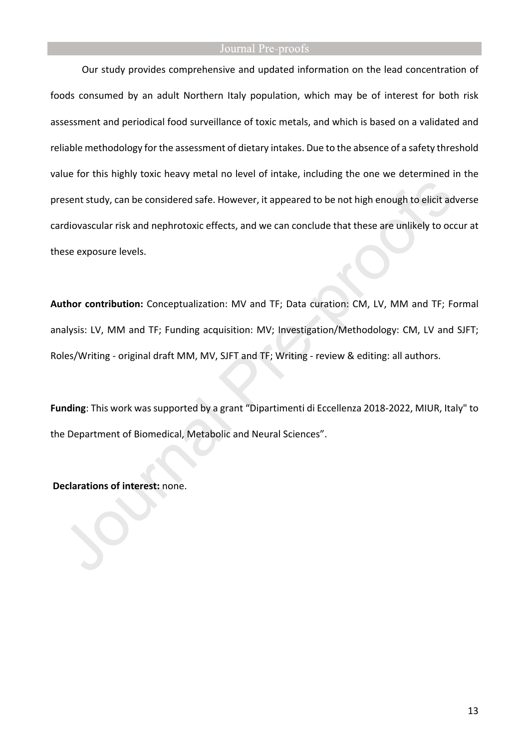Our study provides comprehensive and updated information on the lead concentration of foods consumed by an adult Northern Italy population, which may be of interest for both risk assessment and periodical food surveillance of toxic metals, and which is based on a validated and reliable methodology for the assessment of dietary intakes. Due to the absence of a safety threshold value for this highly toxic heavy metal no level of intake, including the one we determined in the present study, can be considered safe. However, it appeared to be not high enough to elicit adverse cardiovascular risk and nephrotoxic effects, and we can conclude that these are unlikely to occur at these exposure levels.

**Author contribution:** Conceptualization: MV and TF; Data curation: CM, LV, MM and TF; Formal analysis: LV, MM and TF; Funding acquisition: MV; Investigation/Methodology: CM, LV and SJFT; Roles/Writing - original draft MM, MV, SJFT and TF; Writing - review & editing: all authors.

**Funding**: This work was supported by a grant “Dipartimenti di Eccellenza 2018-2022, MIUR, Italy" to the Department of Biomedical, Metabolic and Neural Sciences”.

**Declarations of interest:** none.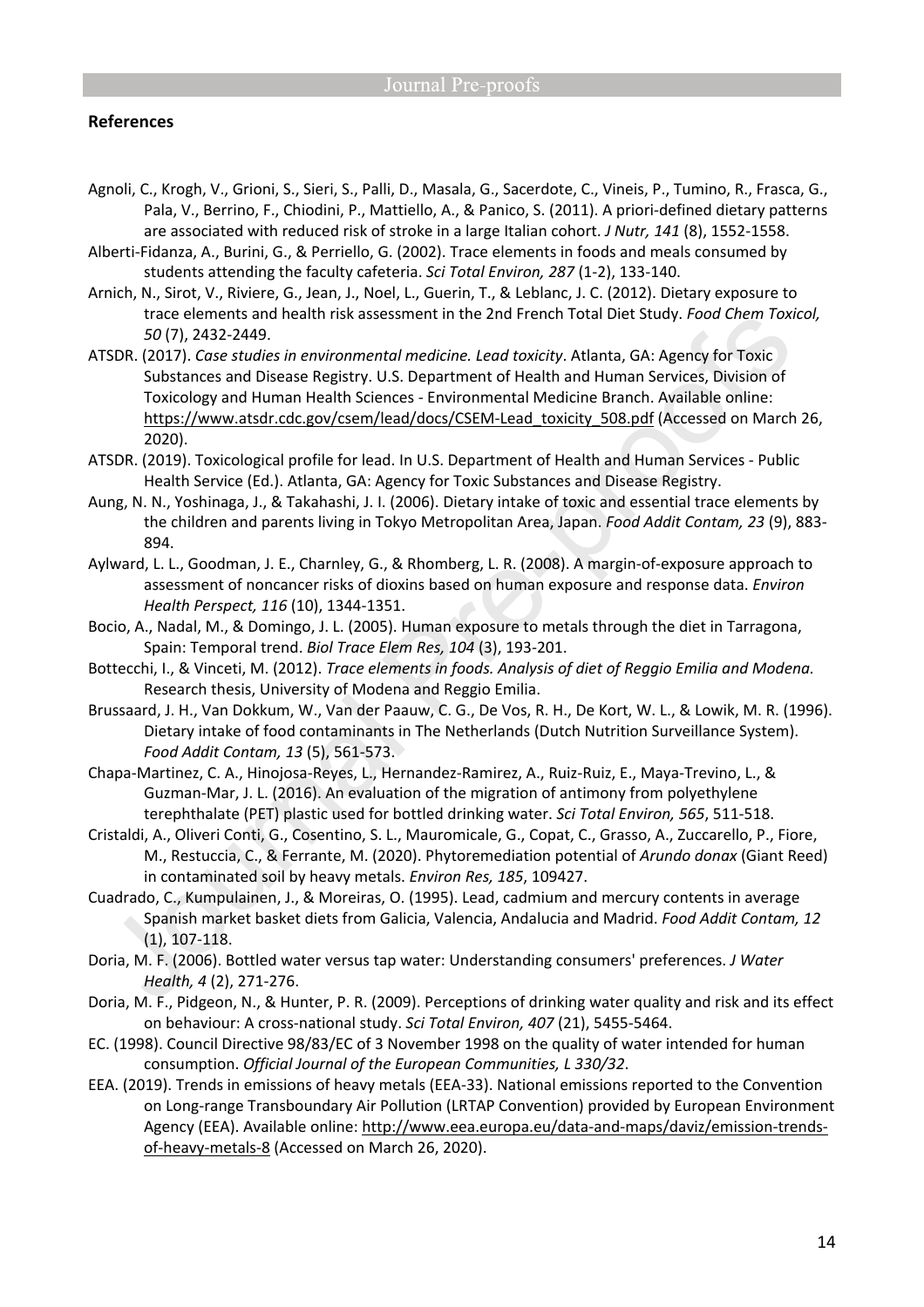## References

Agnoli, C., Krogh, V., Grioni, S., Sieri, S., Palli, D., Masala, G., Sacerdote, C., Vineis, P., Tumino, R., Frasca, G., Pala, V., Berrino, F., Chiodini, P., Mattiello, A., & Panico, S. (2011). A priori-defined dietary patterns are associated with reduced risk of stroke in a large Italian cohort. *J Nutr, 141* (8), 1552-1558.

Alberti-Fidanza, A., Burini, G., & Perriello, G. (2002). Trace elements in foods and meals consumed by students attending the faculty cafeteria. *Sci Total Environ, 287* (1-2), 133-140.

Arnich, N., Sirot, V., Riviere, G., Jean, J., Noel, L., Guerin, T., & Leblanc, J. C. (2012). Dietary exposure to trace elements and health risk assessment in the 2nd French Total Diet Study. *Food Chem Toxicol, 50* (7), 2432-2449.

ATSDR. (2017). *Case studies in environmental medicine. Lead toxicity*. Atlanta, GA: Agency for Toxic Substances and Disease Registry. U.S. Department of Health and Human Services, Division of Toxicology and Human Health Sciences - Environmental Medicine Branch. Available online: https://www.atsdr.cdc.gov/csem/lead/docs/CSEM-Lead_toxicity_508.pdf (Accessed on March 26, 2020).

ATSDR. (2019). Toxicological profile for lead. In U.S. Department of Health and Human Services - Public Health Service (Ed.). Atlanta, GA: Agency for Toxic Substances and Disease Registry.

Aung, N. N., Yoshinaga, J., & Takahashi, J. I. (2006). Dietary intake of toxic and essential trace elements by the children and parents living in Tokyo Metropolitan Area, Japan. *Food Addit Contam, 23* (9), 883-894.

Aylward, L. L., Goodman, J. E., Charnley, G., & Rhomberg, L. R. (2008). A margin-of-exposure approach to assessment of noncancer risks of dioxins based on human exposure and response data. *Environ Health Perspect, 116* (10), 1344-1351.

Bocio, A., Nadal, M., & Domingo, J. L. (2005). Human exposure to metals through the diet in Tarragona, Spain: Temporal trend. *Biol Trace Elem Res, 104* (3), 193-201.

Bottecchi, I., & Vinceti, M. (2012). *Trace elements in foods. Analysis of diet of Reggio Emilia and Modena*. Research thesis, University of Modena and Reggio Emilia.

Brussaard, J. H., Van Dokkum, W., Van der Paauw, C. G., De Vos, R. H., De Kort, W. L., & Lowik, M. R. (1996). Dietary intake of food contaminants in The Netherlands (Dutch Nutrition Surveillance System). *Food Addit Contam, 13* (5), 561-573.

Chapa-Martinez, C. A., Hinojosa-Reyes, L., Hernandez-Ramirez, A., Ruiz-Ruiz, E., Maya-Trevino, L., & Guzman-Mar, J. L. (2016). An evaluation of the migration of antimony from polyethylene terephthalate (PET) plastic used for bottled drinking water. *Sci Total Environ, 565*, 511-518.

Cristaldi, A., Oliveri Conti, G., Cosentino, S. L., Mauromicale, G., Copat, C., Grasso, A., Zuccarello, P., Fiore, M., Restuccia, C., & Ferrante, M. (2020). Phytoremediation potential of *Arundo donax* (Giant Reed) in contaminated soil by heavy metals. *Environ Res, 185*, 109427.

Cuadrado, C., Kumpulainen, J., & Moreiras, O. (1995). Lead, cadmium and mercury contents in average Spanish market basket diets from Galicia, Valencia, Andalucia and Madrid. *Food Addit Contam, 12* (1), 107-118.

Doria, M. F. (2006). Bottled water versus tap water: Understanding consumers' preferences. *J Water Health, 4* (2), 271-276.

Doria, M. F., Pidgeon, N., & Hunter, P. R. (2009). Perceptions of drinking water quality and risk and its effect on behaviour: A cross-national study. *Sci Total Environ, 407* (21), 5455-5464.

EC. (1998). Council Directive 98/83/EC of 3 November 1998 on the quality of water intended for human consumption. *Official Journal of the European Communities, L 330/32*.

EEA. (2019). Trends in emissions of heavy metals (EEA-33). National emissions reported to the Convention on Long-range Transboundary Air Pollution (LRTAP Convention) provided by European Environment Agency (EEA). Available online: http://www.eea.europa.eu/data-and-maps/daviz/emission-trends-of-heavy-metals-8 (Accessed on March 26, 2020).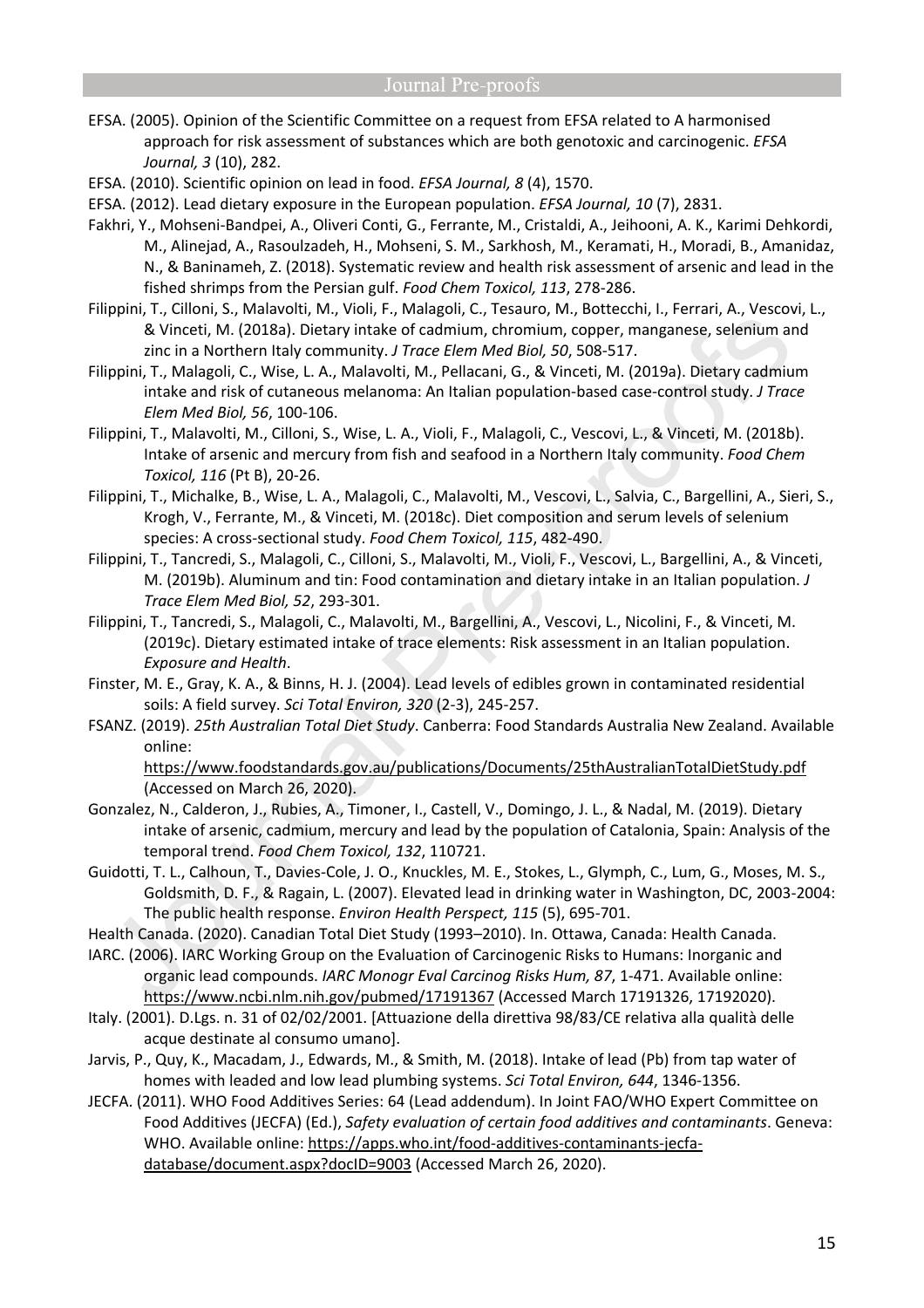EFSA. (2005). Opinion of the Scientific Committee on a request from EFSA related to A harmonised approach for risk assessment of substances which are both genotoxic and carcinogenic. *EFSA Journal, 3* (10), 282.

EFSA. (2010). Scientific opinion on lead in food. *EFSA Journal, 8* (4), 1570.

EFSA. (2012). Lead dietary exposure in the European population. *EFSA Journal, 10* (7), 2831.

Fakhri, Y., Mohseni-Bandpei, A., Oliveri Conti, G., Ferrante, M., Cristaldi, A., Jeihooni, A. K., Karimi Dehkordi, M., Alinejad, A., Rasoulzadeh, H., Mohseni, S. M., Sarkhosh, M., Keramati, H., Moradi, B., Amanidaz, N., & Baninameh, Z. (2018). Systematic review and health risk assessment of arsenic and lead in the fished shrimps from the Persian gulf. *Food Chem Toxicol, 113*, 278-286.

Filippini, T., Cilloni, S., Malavolti, M., Violi, F., Malagoli, C., Tesauro, M., Bottecchi, I., Ferrari, A., Vescovi, L., & Vinceti, M. (2018a). Dietary intake of cadmium, chromium, copper, manganese, selenium and zinc in a Northern Italy community. *J Trace Elem Med Biol, 50*, 508-517.

Filippini, T., Malagoli, C., Wise, L. A., Malavolti, M., Pellacani, G., & Vinceti, M. (2019a). Dietary cadmium intake and risk of cutaneous melanoma: An Italian population-based case-control study. *J Trace Elem Med Biol, 56*, 100-106.

Filippini, T., Malavolti, M., Cilloni, S., Wise, L. A., Violi, F., Malagoli, C., Vescovi, L., & Vinceti, M. (2018b). Intake of arsenic and mercury from fish and seafood in a Northern Italy community. *Food Chem Toxicol, 116* (Pt B), 20-26.

Filippini, T., Michalke, B., Wise, L. A., Malagoli, C., Malavolti, M., Vescovi, L., Salvia, C., Bargellini, A., Sieri, S., Krogh, V., Ferrante, M., & Vinceti, M. (2018c). Diet composition and serum levels of selenium species: A cross-sectional study. *Food Chem Toxicol, 115*, 482-490.

Filippini, T., Tancredi, S., Malagoli, C., Cilloni, S., Malavolti, M., Violi, F., Vescovi, L., Bargellini, A., & Vinceti, M. (2019b). Aluminum and tin: Food contamination and dietary intake in an Italian population. *J Trace Elem Med Biol, 52*, 293-301.

Filippini, T., Tancredi, S., Malagoli, C., Malavolti, M., Bargellini, A., Vescovi, L., Nicolini, F., & Vinceti, M. (2019c). Dietary estimated intake of trace elements: Risk assessment in an Italian population. *Exposure and Health*.

Finster, M. E., Gray, K. A., & Binns, H. J. (2004). Lead levels of edibles grown in contaminated residential soils: A field survey. *Sci Total Environ, 320* (2-3), 245-257.

FSANZ. (2019). *25th Australian Total Diet Study*. Canberra: Food Standards Australia New Zealand. Available online: https://www.foodstandards.gov.au/publications/Documents/25thAustralianTotalDietStudy.pdf (Accessed on March 26, 2020).

Gonzalez, N., Calderon, J., Rubies, A., Timoner, I., Castell, V., Domingo, J. L., & Nadal, M. (2019). Dietary intake of arsenic, cadmium, mercury and lead by the population of Catalonia, Spain: Analysis of the temporal trend. *Food Chem Toxicol, 132*, 110721.

Guidotti, T. L., Calhoun, T., Davies-Cole, J. O., Knuckles, M. E., Stokes, L., Glymph, C., Lum, G., Moses, M. S., Goldsmith, D. F., & Ragain, L. (2007). Elevated lead in drinking water in Washington, DC, 2003-2004: The public health response. *Environ Health Perspect, 115* (5), 695-701.

Health Canada. (2020). Canadian Total Diet Study (1993–2010). In. Ottawa, Canada: Health Canada.

IARC. (2006). IARC Working Group on the Evaluation of Carcinogenic Risks to Humans: Inorganic and organic lead compounds. *IARC Monogr Eval Carcinog Risks Hum, 87*, 1-471. Available online: https://www.ncbi.nlm.nih.gov/pubmed/17191367 (Accessed March 17191326, 17192020).

Italy. (2001). D.Lgs. n. 31 of 02/02/2001. [Attuazione della direttiva 98/83/CE relativa alla qualità delle acque destinate al consumo umano].

Jarvis, P., Quy, K., Macadam, J., Edwards, M., & Smith, M. (2018). Intake of lead (Pb) from tap water of homes with leaded and low lead plumbing systems. *Sci Total Environ, 644*, 1346-1356.

JECFA. (2011). WHO Food Additives Series: 64 (Lead addendum). In Joint FAO/WHO Expert Committee on Food Additives (JECFA) (Ed.), *Safety evaluation of certain food additives and contaminants*. Geneva: WHO. Available online: https://apps.who.int/food-additives-contaminants-jecfa-database/document.aspx?docID=9003 (Accessed March 26, 2020).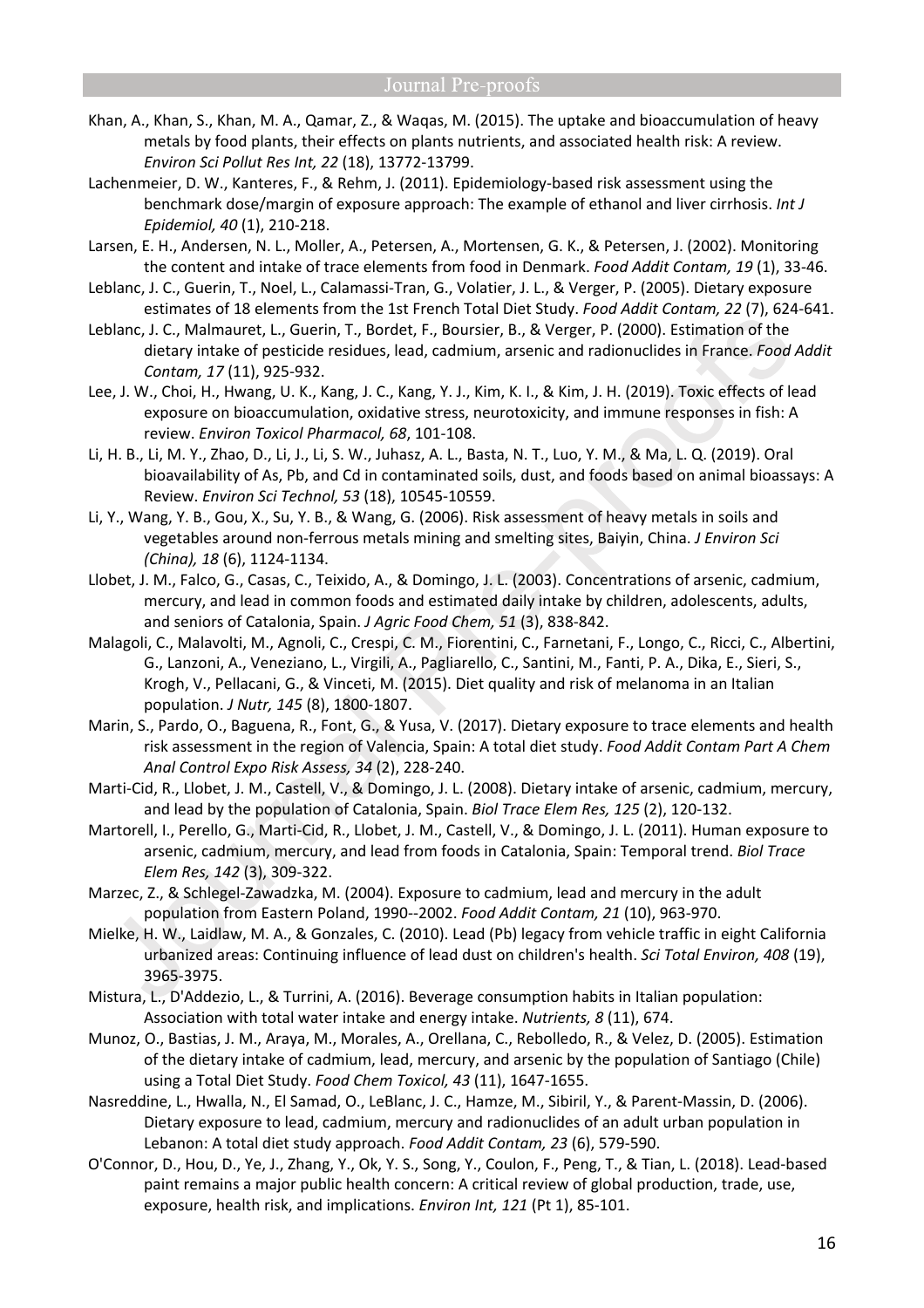Khan, A., Khan, S., Khan, M. A., Qamar, Z., & Waqas, M. (2015). The uptake and bioaccumulation of heavy metals by food plants, their effects on plants nutrients, and associated health risk: A review. *Environ Sci Pollut Res Int, 22* (18), 13772-13799.

Lachenmeier, D. W., Kanteres, F., & Rehm, J. (2011). Epidemiology-based risk assessment using the benchmark dose/margin of exposure approach: The example of ethanol and liver cirrhosis. *Int J Epidemiol, 40* (1), 210-218.

Larsen, E. H., Andersen, N. L., Moller, A., Petersen, A., Mortensen, G. K., & Petersen, J. (2002). Monitoring the content and intake of trace elements from food in Denmark. *Food Addit Contam, 19* (1), 33-46.

Leblanc, J. C., Guerin, T., Noel, L., Calamassi-Tran, G., Volatier, J. L., & Verger, P. (2005). Dietary exposure estimates of 18 elements from the 1st French Total Diet Study. *Food Addit Contam, 22* (7), 624-641.

Leblanc, J. C., Malmauret, L., Guerin, T., Bordet, F., Boursier, B., & Verger, P. (2000). Estimation of the dietary intake of pesticide residues, lead, cadmium, arsenic and radionuclides in France. *Food Addit Contam, 17* (11), 925-932.

Lee, J. W., Choi, H., Hwang, U. K., Kang, J. C., Kang, Y. J., Kim, K. I., & Kim, J. H. (2019). Toxic effects of lead exposure on bioaccumulation, oxidative stress, neurotoxicity, and immune responses in fish: A review. *Environ Toxicol Pharmacol, 68*, 101-108.

Li, H. B., Li, M. Y., Zhao, D., Li, J., Li, S. W., Juhasz, A. L., Basta, N. T., Luo, Y. M., & Ma, L. Q. (2019). Oral bioavailability of As, Pb, and Cd in contaminated soils, dust, and foods based on animal bioassays: A Review. *Environ Sci Technol, 53* (18), 10545-10559.

Li, Y., Wang, Y. B., Gou, X., Su, Y. B., & Wang, G. (2006). Risk assessment of heavy metals in soils and vegetables around non-ferrous metals mining and smelting sites, Baiyin, China. *J Environ Sci (China), 18* (6), 1124-1134.

Llobet, J. M., Falco, G., Casas, C., Teixido, A., & Domingo, J. L. (2003). Concentrations of arsenic, cadmium, mercury, and lead in common foods and estimated daily intake by children, adolescents, adults, and seniors of Catalonia, Spain. *J Agric Food Chem, 51* (3), 838-842.

Malagoli, C., Malavolti, M., Agnoli, C., Crespi, C. M., Fiorentini, C., Farnetani, F., Longo, C., Ricci, C., Albertini, G., Lanzoni, A., Veneziano, L., Virgili, A., Pagliarello, C., Santini, M., Fanti, P. A., Dika, E., Sieri, S., Krogh, V., Pellacani, G., & Vinceti, M. (2015). Diet quality and risk of melanoma in an Italian population. *J Nutr, 145* (8), 1800-1807.

Marin, S., Pardo, O., Baguena, R., Font, G., & Yusa, V. (2017). Dietary exposure to trace elements and health risk assessment in the region of Valencia, Spain: A total diet study. *Food Addit Contam Part A Chem Anal Control Expo Risk Assess, 34* (2), 228-240.

Marti-Cid, R., Llobet, J. M., Castell, V., & Domingo, J. L. (2008). Dietary intake of arsenic, cadmium, mercury, and lead by the population of Catalonia, Spain. *Biol Trace Elem Res, 125* (2), 120-132.

Martorell, I., Perello, G., Marti-Cid, R., Llobet, J. M., Castell, V., & Domingo, J. L. (2011). Human exposure to arsenic, cadmium, mercury, and lead from foods in Catalonia, Spain: Temporal trend. *Biol Trace Elem Res, 142* (3), 309-322.

Marzec, Z., & Schlegel-Zawadzka, M. (2004). Exposure to cadmium, lead and mercury in the adult population from Eastern Poland, 1990--2002. *Food Addit Contam, 21* (10), 963-970.

Mielke, H. W., Laidlaw, M. A., & Gonzales, C. (2010). Lead (Pb) legacy from vehicle traffic in eight California urbanized areas: Continuing influence of lead dust on children's health. *Sci Total Environ, 408* (19), 3965-3975.

Mistura, L., D'Addezio, L., & Turrini, A. (2016). Beverage consumption habits in Italian population: Association with total water intake and energy intake. *Nutrients, 8* (11), 674.

Munoz, O., Bastias, J. M., Araya, M., Morales, A., Orellana, C., Rebolledo, R., & Velez, D. (2005). Estimation of the dietary intake of cadmium, lead, mercury, and arsenic by the population of Santiago (Chile) using a Total Diet Study. *Food Chem Toxicol, 43* (11), 1647-1655.

Nasreddine, L., Hwalla, N., El Samad, O., LeBlanc, J. C., Hamze, M., Sibiril, Y., & Parent-Massin, D. (2006). Dietary exposure to lead, cadmium, mercury and radionuclides of an adult urban population in Lebanon: A total diet study approach. *Food Addit Contam, 23* (6), 579-590.

O'Connor, D., Hou, D., Ye, J., Zhang, Y., Ok, Y. S., Song, Y., Coulon, F., Peng, T., & Tian, L. (2018). Lead-based paint remains a major public health concern: A critical review of global production, trade, use, exposure, health risk, and implications. *Environ Int, 121* (Pt 1), 85-101.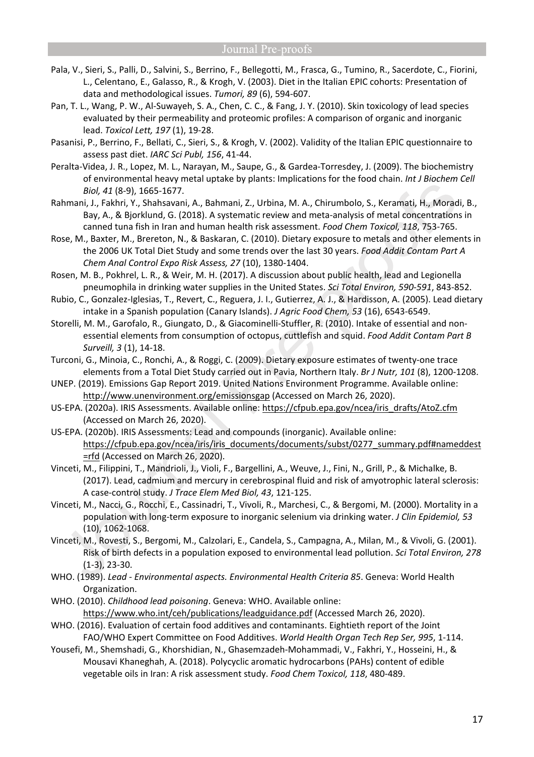Pala, V., Sieri, S., Palli, D., Salvini, S., Berrino, F., Bellegotti, M., Frasca, G., Tumino, R., Sacerdote, C., Fiorini, L., Celentano, E., Galasso, R., & Krogh, V. (2003). Diet in the Italian EPIC cohorts: Presentation of data and methodological issues. *Tumori, 89* (6), 594-607.

Pan, T. L., Wang, P. W., Al-Suwayeh, S. A., Chen, C. C., & Fang, J. Y. (2010). Skin toxicology of lead species evaluated by their permeability and proteomic profiles: A comparison of organic and inorganic lead. *Toxicol Lett, 197* (1), 19-28.

Pasanisi, P., Berrino, F., Bellati, C., Sieri, S., & Krogh, V. (2002). Validity of the Italian EPIC questionnaire to assess past diet. *IARC Sci Publ, 156*, 41-44.

Peralta-Videa, J. R., Lopez, M. L., Narayan, M., Saupe, G., & Gardea-Torresdey, J. (2009). The biochemistry of environmental heavy metal uptake by plants: Implications for the food chain. *Int J Biochem Cell Biol, 41* (8-9), 1665-1677.

Rahmani, J., Fakhri, Y., Shahsavani, A., Bahmani, Z., Urbina, M. A., Chirumbolo, S., Keramati, H., Moradi, B., Bay, A., & Bjorklund, G. (2018). A systematic review and meta-analysis of metal concentrations in canned tuna fish in Iran and human health risk assessment. *Food Chem Toxicol, 118*, 753-765.

Rose, M., Baxter, M., Brereton, N., & Baskaran, C. (2010). Dietary exposure to metals and other elements in the 2006 UK Total Diet Study and some trends over the last 30 years. *Food Addit Contam Part A Chem Anal Control Expo Risk Assess, 27* (10), 1380-1404.

Rosen, M. B., Pokhrel, L. R., & Weir, M. H. (2017). A discussion about public health, lead and Legionella pneumophila in drinking water supplies in the United States. *Sci Total Environ, 590-591*, 843-852.

Rubio, C., Gonzalez-Iglesias, T., Revert, C., Reguera, J. I., Gutierrez, A. J., & Hardisson, A. (2005). Lead dietary intake in a Spanish population (Canary Islands). *J Agric Food Chem, 53* (16), 6543-6549.

Storelli, M. M., Garofalo, R., Giungato, D., & Giacominelli-Stuffler, R. (2010). Intake of essential and non-essential elements from consumption of octopus, cuttlefish and squid. *Food Addit Contam Part B Surveill, 3* (1), 14-18.

Turconi, G., Minoia, C., Ronchi, A., & Roggi, C. (2009). Dietary exposure estimates of twenty-one trace elements from a Total Diet Study carried out in Pavia, Northern Italy. *Br J Nutr, 101* (8), 1200-1208.

UNEP. (2019). Emissions Gap Report 2019. United Nations Environment Programme. Available online: http://www.unenvironment.org/emissionsgap (Accessed on March 26, 2020).

US-EPA. (2020a). IRIS Assessments. Available online: https://cfpub.epa.gov/ncea/iris_drafts/AtoZ.cfm (Accessed on March 26, 2020).

US-EPA. (2020b). IRIS Assessments: Lead and compounds (inorganic). Available online: https://cfpub.epa.gov/ncea/iris/iris_documents/documents/subst/0277_summary.pdf#nameddest=rfd (Accessed on March 26, 2020).

Vinceti, M., Filippini, T., Mandrioli, J., Violi, F., Bargellini, A., Weuve, J., Fini, N., Grill, P., & Michalke, B. (2017). Lead, cadmium and mercury in cerebrospinal fluid and risk of amyotrophic lateral sclerosis: A case-control study. *J Trace Elem Med Biol, 43*, 121-125.

Vinceti, M., Nacci, G., Rocchi, E., Cassinadri, T., Vivoli, R., Marchesi, C., & Bergomi, M. (2000). Mortality in a population with long-term exposure to inorganic selenium via drinking water. *J Clin Epidemiol, 53* (10), 1062-1068.

Vinceti, M., Rovesti, S., Bergomi, M., Calzolari, E., Candela, S., Campagna, A., Milan, M., & Vivoli, G. (2001). Risk of birth defects in a population exposed to environmental lead pollution. *Sci Total Environ, 278* (1-3), 23-30.

WHO. (1989). *Lead - Environmental aspects. Environmental Health Criteria 85*. Geneva: World Health Organization.

WHO. (2010). *Childhood lead poisoning*. Geneva: WHO. Available online: https://www.who.int/ceh/publications/leadguidance.pdf (Accessed March 26, 2020).

WHO. (2016). Evaluation of certain food additives and contaminants. Eightieth report of the Joint FAO/WHO Expert Committee on Food Additives. *World Health Organ Tech Rep Ser, 995*, 1-114.

Yousefi, M., Shemshadi, G., Khorshidian, N., Ghasemzadeh-Mohammadi, V., Fakhri, Y., Hosseini, H., & Mousavi Khaneghah, A. (2018). Polycyclic aromatic hydrocarbons (PAHs) content of edible vegetable oils in Iran: A risk assessment study. *Food Chem Toxicol, 118*, 480-489.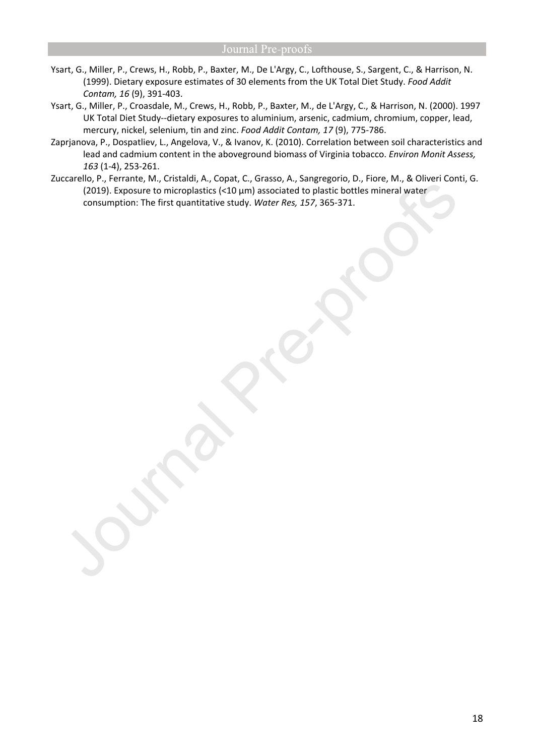Ysart, G., Miller, P., Crews, H., Robb, P., Baxter, M., De L'Argy, C., Lofthouse, S., Sargent, C., & Harrison, N. (1999). Dietary exposure estimates of 30 elements from the UK Total Diet Study. *Food Addit Contam, 16* (9), 391-403.

Ysart, G., Miller, P., Croasdale, M., Crews, H., Robb, P., Baxter, M., de L'Argy, C., & Harrison, N. (2000). 1997 UK Total Diet Study--dietary exposures to aluminium, arsenic, cadmium, chromium, copper, lead, mercury, nickel, selenium, tin and zinc. *Food Addit Contam, 17* (9), 775-786.

Zaprjanova, P., Dospatliev, L., Angelova, V., & Ivanov, K. (2010). Correlation between soil characteristics and lead and cadmium content in the aboveground biomass of Virginia tobacco. *Environ Monit Assess, 163* (1-4), 253-261.

Zuccarello, P., Ferrante, M., Cristaldi, A., Copat, C., Grasso, A., Sangregorio, D., Fiore, M., & Oliveri Conti, G. (2019). Exposure to microplastics (<10 µm) associated to plastic bottles mineral water consumption: The first quantitative study. *Water Res, 157*, 365-371.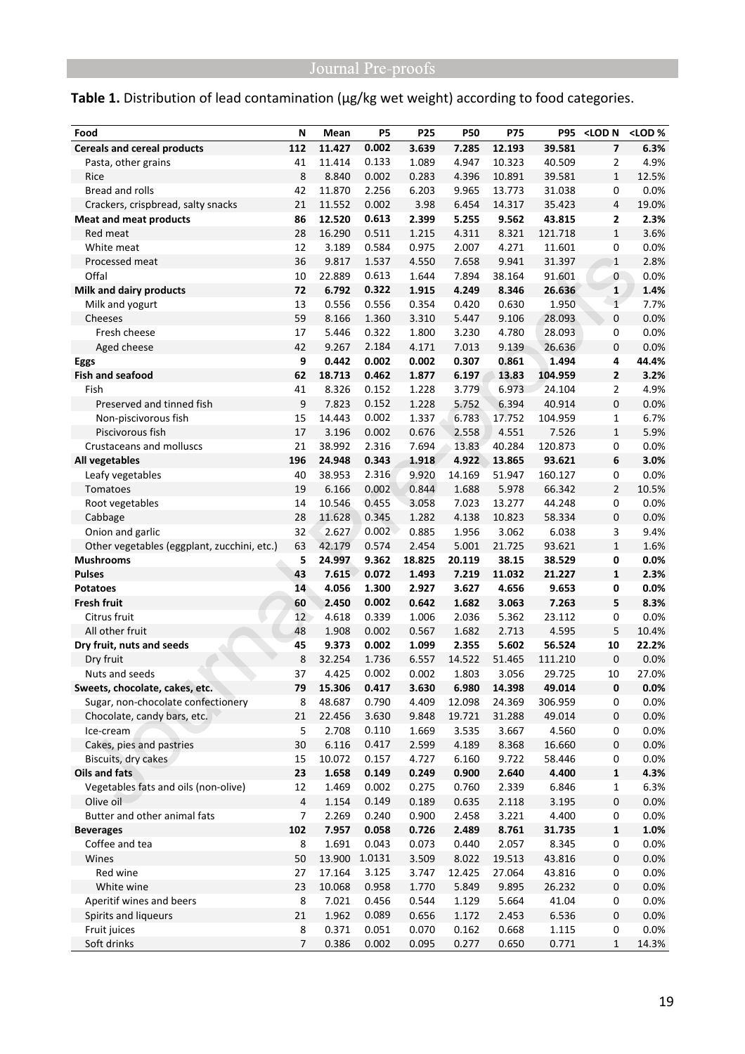**Table 1.** Distribution of lead contamination (μg/kg wet weight) according to food categories.

| Food | N | Mean | P5 | P25 | P50 | P75 | P95 | <LOD N | <LOD % |
|---|---|---|---|---|---|---|---|---|---|
| **Cereals and cereal products** | **112** | **11.427** | **0.002** | **3.639** | **7.285** | **12.193** | **39.581** | **7** | **6.3%** |
| Pasta, other grains | 41 | 11.414 | 0.133 | 1.089 | 4.947 | 10.323 | 40.509 | 2 | 4.9% |
| Rice | 8 | 8.840 | 0.002 | 0.283 | 4.396 | 10.891 | 39.581 | 1 | 12.5% |
| Bread and rolls | 42 | 11.870 | 2.256 | 6.203 | 9.965 | 13.773 | 31.038 | 0 | 0.0% |
| Crackers, crispbread, salty snacks | 21 | 11.552 | 0.002 | 3.98 | 6.454 | 14.317 | 35.423 | 4 | 19.0% |
| **Meat and meat products** | **86** | **12.520** | **0.613** | **2.399** | **5.255** | **9.562** | **43.815** | **2** | **2.3%** |
| Red meat | 28 | 16.290 | 0.511 | 1.215 | 4.311 | 8.321 | 121.718 | 1 | 3.6% |
| White meat | 12 | 3.189 | 0.584 | 0.975 | 2.007 | 4.271 | 11.601 | 0 | 0.0% |
| Processed meat | 36 | 9.817 | 1.537 | 4.550 | 7.658 | 9.941 | 31.397 | 1 | 2.8% |
| Offal | 10 | 22.889 | 0.613 | 1.644 | 7.894 | 38.164 | 91.601 | 0 | 0.0% |
| **Milk and dairy products** | **72** | **6.792** | **0.322** | **1.915** | **4.249** | **8.346** | **26.636** | **1** | **1.4%** |
| Milk and yogurt | 13 | 0.556 | 0.556 | 0.354 | 0.420 | 0.630 | 1.950 | 1 | 7.7% |
| Cheeses | 59 | 8.166 | 1.360 | 3.310 | 5.447 | 9.106 | 28.093 | 0 | 0.0% |
| Fresh cheese | 17 | 5.446 | 0.322 | 1.800 | 3.230 | 4.780 | 28.093 | 0 | 0.0% |
| Aged cheese | 42 | 9.267 | 2.184 | 4.171 | 7.013 | 9.139 | 26.636 | 0 | 0.0% |
| **Eggs** | **9** | **0.442** | **0.002** | **0.002** | **0.307** | **0.861** | **1.494** | **4** | **44.4%** |
| **Fish and seafood** | **62** | **18.713** | **0.462** | **1.877** | **6.197** | **13.83** | **104.959** | **2** | **3.2%** |
| Fish | 41 | 8.326 | 0.152 | 1.228 | 3.779 | 6.973 | 24.104 | 2 | 4.9% |
| Preserved and tinned fish | 9 | 7.823 | 0.152 | 1.228 | 5.752 | 6.394 | 40.914 | 0 | 0.0% |
| Non-piscivorous fish | 15 | 14.443 | 0.002 | 1.337 | 6.783 | 17.752 | 104.959 | 1 | 6.7% |
| Piscivorous fish | 17 | 3.196 | 0.002 | 0.676 | 2.558 | 4.551 | 7.526 | 1 | 5.9% |
| Crustaceans and molluscs | 21 | 38.992 | 2.316 | 7.694 | 13.83 | 40.284 | 120.873 | 0 | 0.0% |
| **All vegetables** | **196** | **24.948** | **0.343** | **1.918** | **4.922** | **13.865** | **93.621** | **6** | **3.0%** |
| Leafy vegetables | 40 | 38.953 | 2.316 | 9.920 | 14.169 | 51.947 | 160.127 | 0 | 0.0% |
| Tomatoes | 19 | 6.166 | 0.002 | 0.844 | 1.688 | 5.978 | 66.342 | 2 | 10.5% |
| Root vegetables | 14 | 10.546 | 0.455 | 3.058 | 7.023 | 13.277 | 44.248 | 0 | 0.0% |
| Cabbage | 28 | 11.628 | 0.345 | 1.282 | 4.138 | 10.823 | 58.334 | 0 | 0.0% |
| Onion and garlic | 32 | 2.627 | 0.002 | 0.885 | 1.956 | 3.062 | 6.038 | 3 | 9.4% |
| Other vegetables (eggplant, zucchini, etc.) | 63 | 42.179 | 0.574 | 2.454 | 5.001 | 21.725 | 93.621 | 1 | 1.6% |
| **Mushrooms** | **5** | **24.997** | **9.362** | **18.825** | **20.119** | **38.15** | **38.529** | **0** | **0.0%** |
| **Pulses** | **43** | **7.615** | **0.072** | **1.493** | **7.219** | **11.032** | **21.227** | **1** | **2.3%** |
| **Potatoes** | **14** | **4.056** | **1.300** | **2.927** | **3.627** | **4.656** | **9.653** | **0** | **0.0%** |
| **Fresh fruit** | **60** | **2.450** | **0.002** | **0.642** | **1.682** | **3.063** | **7.263** | **5** | **8.3%** |
| Citrus fruit | 12 | 4.618 | 0.339 | 1.006 | 2.036 | 5.362 | 23.112 | 0 | 0.0% |
| All other fruit | 48 | 1.908 | 0.002 | 0.567 | 1.682 | 2.713 | 4.595 | 5 | 10.4% |
| **Dry fruit, nuts and seeds** | **45** | **9.373** | **0.002** | **1.099** | **2.355** | **5.602** | **56.524** | **10** | **22.2%** |
| Dry fruit | 8 | 32.254 | 1.736 | 6.557 | 14.522 | 51.465 | 111.210 | 0 | 0.0% |
| Nuts and seeds | 37 | 4.425 | 0.002 | 0.002 | 1.803 | 3.056 | 29.725 | 10 | 27.0% |
| **Sweets, chocolate, cakes, etc.** | **79** | **15.306** | **0.417** | **3.630** | **6.980** | **14.398** | **49.014** | **0** | **0.0%** |
| Sugar, non-chocolate confectionery | 8 | 48.687 | 0.790 | 4.409 | 12.098 | 24.369 | 306.959 | 0 | 0.0% |
| Chocolate, candy bars, etc. | 21 | 22.456 | 3.630 | 9.848 | 19.721 | 31.288 | 49.014 | 0 | 0.0% |
| Ice-cream | 5 | 2.708 | 0.110 | 1.669 | 3.535 | 3.667 | 4.560 | 0 | 0.0% |
| Cakes, pies and pastries | 30 | 6.116 | 0.417 | 2.599 | 4.189 | 8.368 | 16.660 | 0 | 0.0% |
| Biscuits, dry cakes | 15 | 10.072 | 0.157 | 4.727 | 6.160 | 9.722 | 58.446 | 0 | 0.0% |
| **Oils and fats** | **23** | **1.658** | **0.149** | **0.249** | **0.900** | **2.640** | **4.400** | **1** | **4.3%** |
| Vegetables fats and oils (non-olive) | 12 | 1.469 | 0.002 | 0.275 | 0.760 | 2.339 | 6.846 | 1 | 6.3% |
| Olive oil | 4 | 1.154 | 0.149 | 0.189 | 0.635 | 2.118 | 3.195 | 0 | 0.0% |
| Butter and other animal fats | 7 | 2.269 | 0.240 | 0.900 | 2.458 | 3.221 | 4.400 | 0 | 0.0% |
| **Beverages** | **102** | **7.957** | **0.058** | **0.726** | **2.489** | **8.761** | **31.735** | **1** | **1.0%** |
| Coffee and tea | 8 | 1.691 | 0.043 | 0.073 | 0.440 | 2.057 | 8.345 | 0 | 0.0% |
| Wines | 50 | 13.900 | 1.0131 | 3.509 | 8.022 | 19.513 | 43.816 | 0 | 0.0% |
| Red wine | 27 | 17.164 | 3.125 | 3.747 | 12.425 | 27.064 | 43.816 | 0 | 0.0% |
| White wine | 23 | 10.068 | 0.958 | 1.770 | 5.849 | 9.895 | 26.232 | 0 | 0.0% |
| Aperitif wines and beers | 8 | 7.021 | 0.456 | 0.544 | 1.129 | 5.664 | 41.04 | 0 | 0.0% |
| Spirits and liqueurs | 21 | 1.962 | 0.089 | 0.656 | 1.172 | 2.453 | 6.536 | 0 | 0.0% |
| Fruit juices | 8 | 0.371 | 0.051 | 0.070 | 0.162 | 0.668 | 1.115 | 0 | 0.0% |
| Soft drinks | 7 | 0.386 | 0.002 | 0.095 | 0.277 | 0.650 | 0.771 | 1 | 14.3% |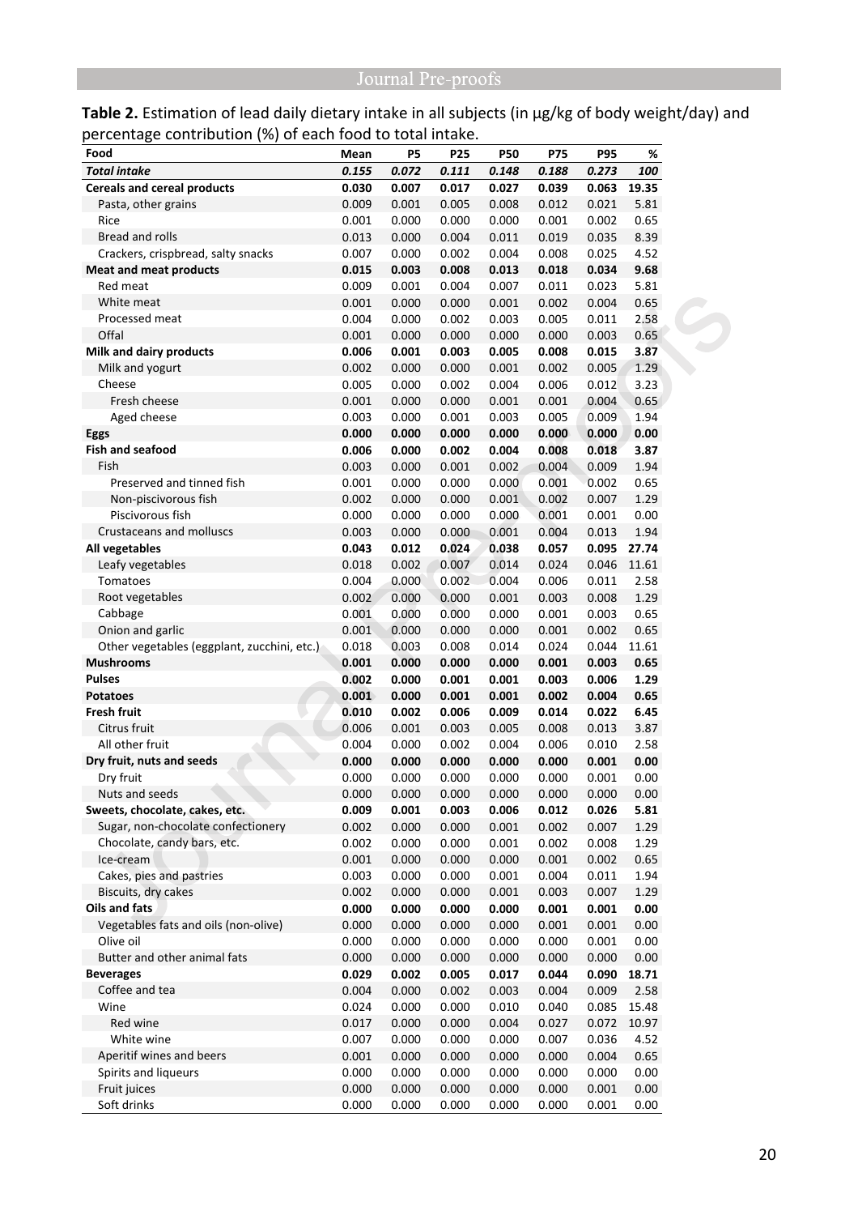**Table 2.** Estimation of lead daily dietary intake in all subjects (in µg/kg of body weight/day) and percentage contribution (%) of each food to total intake.

| Food | Mean | P5 | P25 | P50 | P75 | P95 | % |
|---|---|---|---|---|---|---|---|
| ***Total intake*** | ***0.155*** | ***0.072*** | ***0.111*** | ***0.148*** | ***0.188*** | ***0.273*** | ***100*** |
| **Cereals and cereal products** | **0.030** | **0.007** | **0.017** | **0.027** | **0.039** | **0.063** | **19.35** |
| Pasta, other grains | 0.009 | 0.001 | 0.005 | 0.008 | 0.012 | 0.021 | 5.81 |
| Rice | 0.001 | 0.000 | 0.000 | 0.000 | 0.001 | 0.002 | 0.65 |
| Bread and rolls | 0.013 | 0.000 | 0.004 | 0.011 | 0.019 | 0.035 | 8.39 |
| Crackers, crispbread, salty snacks | 0.007 | 0.000 | 0.002 | 0.004 | 0.008 | 0.025 | 4.52 |
| **Meat and meat products** | **0.015** | **0.003** | **0.008** | **0.013** | **0.018** | **0.034** | **9.68** |
| Red meat | 0.009 | 0.001 | 0.004 | 0.007 | 0.011 | 0.023 | 5.81 |
| White meat | 0.001 | 0.000 | 0.000 | 0.001 | 0.002 | 0.004 | 0.65 |
| Processed meat | 0.004 | 0.000 | 0.002 | 0.003 | 0.005 | 0.011 | 2.58 |
| Offal | 0.001 | 0.000 | 0.000 | 0.000 | 0.000 | 0.003 | 0.65 |
| **Milk and dairy products** | **0.006** | **0.001** | **0.003** | **0.005** | **0.008** | **0.015** | **3.87** |
| Milk and yogurt | 0.002 | 0.000 | 0.000 | 0.001 | 0.002 | 0.005 | 1.29 |
| Cheese | 0.005 | 0.000 | 0.002 | 0.004 | 0.006 | 0.012 | 3.23 |
| Fresh cheese | 0.001 | 0.000 | 0.000 | 0.001 | 0.001 | 0.004 | 0.65 |
| Aged cheese | 0.003 | 0.000 | 0.001 | 0.003 | 0.005 | 0.009 | 1.94 |
| **Eggs** | **0.000** | **0.000** | **0.000** | **0.000** | **0.000** | **0.000** | **0.00** |
| **Fish and seafood** | **0.006** | **0.000** | **0.002** | **0.004** | **0.008** | **0.018** | **3.87** |
| Fish | 0.003 | 0.000 | 0.001 | 0.002 | 0.004 | 0.009 | 1.94 |
| Preserved and tinned fish | 0.001 | 0.000 | 0.000 | 0.000 | 0.001 | 0.002 | 0.65 |
| Non-piscivorous fish | 0.002 | 0.000 | 0.000 | 0.001 | 0.002 | 0.007 | 1.29 |
| Piscivorous fish | 0.000 | 0.000 | 0.000 | 0.000 | 0.001 | 0.001 | 0.00 |
| Crustaceans and molluscs | 0.003 | 0.000 | 0.000 | 0.001 | 0.004 | 0.013 | 1.94 |
| **All vegetables** | **0.043** | **0.012** | **0.024** | **0.038** | **0.057** | **0.095** | **27.74** |
| Leafy vegetables | 0.018 | 0.002 | 0.007 | 0.014 | 0.024 | 0.046 | 11.61 |
| Tomatoes | 0.004 | 0.000 | 0.002 | 0.004 | 0.006 | 0.011 | 2.58 |
| Root vegetables | 0.002 | 0.000 | 0.000 | 0.001 | 0.003 | 0.008 | 1.29 |
| Cabbage | 0.001 | 0.000 | 0.000 | 0.000 | 0.001 | 0.003 | 0.65 |
| Onion and garlic | 0.001 | 0.000 | 0.000 | 0.000 | 0.001 | 0.002 | 0.65 |
| Other vegetables (eggplant, zucchini, etc.) | 0.018 | 0.003 | 0.008 | 0.014 | 0.024 | 0.044 | 11.61 |
| **Mushrooms** | **0.001** | **0.000** | **0.000** | **0.000** | **0.001** | **0.003** | **0.65** |
| **Pulses** | **0.002** | **0.000** | **0.001** | **0.001** | **0.003** | **0.006** | **1.29** |
| **Potatoes** | **0.001** | **0.000** | **0.001** | **0.001** | **0.002** | **0.004** | **0.65** |
| **Fresh fruit** | **0.010** | **0.002** | **0.006** | **0.009** | **0.014** | **0.022** | **6.45** |
| Citrus fruit | 0.006 | 0.001 | 0.003 | 0.005 | 0.008 | 0.013 | 3.87 |
| All other fruit | 0.004 | 0.000 | 0.002 | 0.004 | 0.006 | 0.010 | 2.58 |
| **Dry fruit, nuts and seeds** | **0.000** | **0.000** | **0.000** | **0.000** | **0.000** | **0.001** | **0.00** |
| Dry fruit | 0.000 | 0.000 | 0.000 | 0.000 | 0.000 | 0.001 | 0.00 |
| Nuts and seeds | 0.000 | 0.000 | 0.000 | 0.000 | 0.000 | 0.000 | 0.00 |
| **Sweets, chocolate, cakes, etc.** | **0.009** | **0.001** | **0.003** | **0.006** | **0.012** | **0.026** | **5.81** |
| Sugar, non-chocolate confectionery | 0.002 | 0.000 | 0.000 | 0.001 | 0.002 | 0.007 | 1.29 |
| Chocolate, candy bars, etc. | 0.002 | 0.000 | 0.000 | 0.001 | 0.002 | 0.008 | 1.29 |
| Ice-cream | 0.001 | 0.000 | 0.000 | 0.000 | 0.001 | 0.002 | 0.65 |
| Cakes, pies and pastries | 0.003 | 0.000 | 0.000 | 0.001 | 0.004 | 0.011 | 1.94 |
| Biscuits, dry cakes | 0.002 | 0.000 | 0.000 | 0.001 | 0.003 | 0.007 | 1.29 |
| **Oils and fats** | **0.000** | **0.000** | **0.000** | **0.000** | **0.001** | **0.001** | **0.00** |
| Vegetables fats and oils (non-olive) | 0.000 | 0.000 | 0.000 | 0.000 | 0.001 | 0.001 | 0.00 |
| Olive oil | 0.000 | 0.000 | 0.000 | 0.000 | 0.000 | 0.001 | 0.00 |
| Butter and other animal fats | 0.000 | 0.000 | 0.000 | 0.000 | 0.000 | 0.000 | 0.00 |
| **Beverages** | **0.029** | **0.002** | **0.005** | **0.017** | **0.044** | **0.090** | **18.71** |
| Coffee and tea | 0.004 | 0.000 | 0.002 | 0.003 | 0.004 | 0.009 | 2.58 |
| Wine | 0.024 | 0.000 | 0.000 | 0.010 | 0.040 | 0.085 | 15.48 |
| Red wine | 0.017 | 0.000 | 0.000 | 0.004 | 0.027 | 0.072 | 10.97 |
| White wine | 0.007 | 0.000 | 0.000 | 0.000 | 0.007 | 0.036 | 4.52 |
| Aperitif wines and beers | 0.001 | 0.000 | 0.000 | 0.000 | 0.000 | 0.004 | 0.65 |
| Spirits and liqueurs | 0.000 | 0.000 | 0.000 | 0.000 | 0.000 | 0.000 | 0.00 |
| Fruit juices | 0.000 | 0.000 | 0.000 | 0.000 | 0.000 | 0.001 | 0.00 |
| Soft drinks | 0.000 | 0.000 | 0.000 | 0.000 | 0.000 | 0.001 | 0.00 |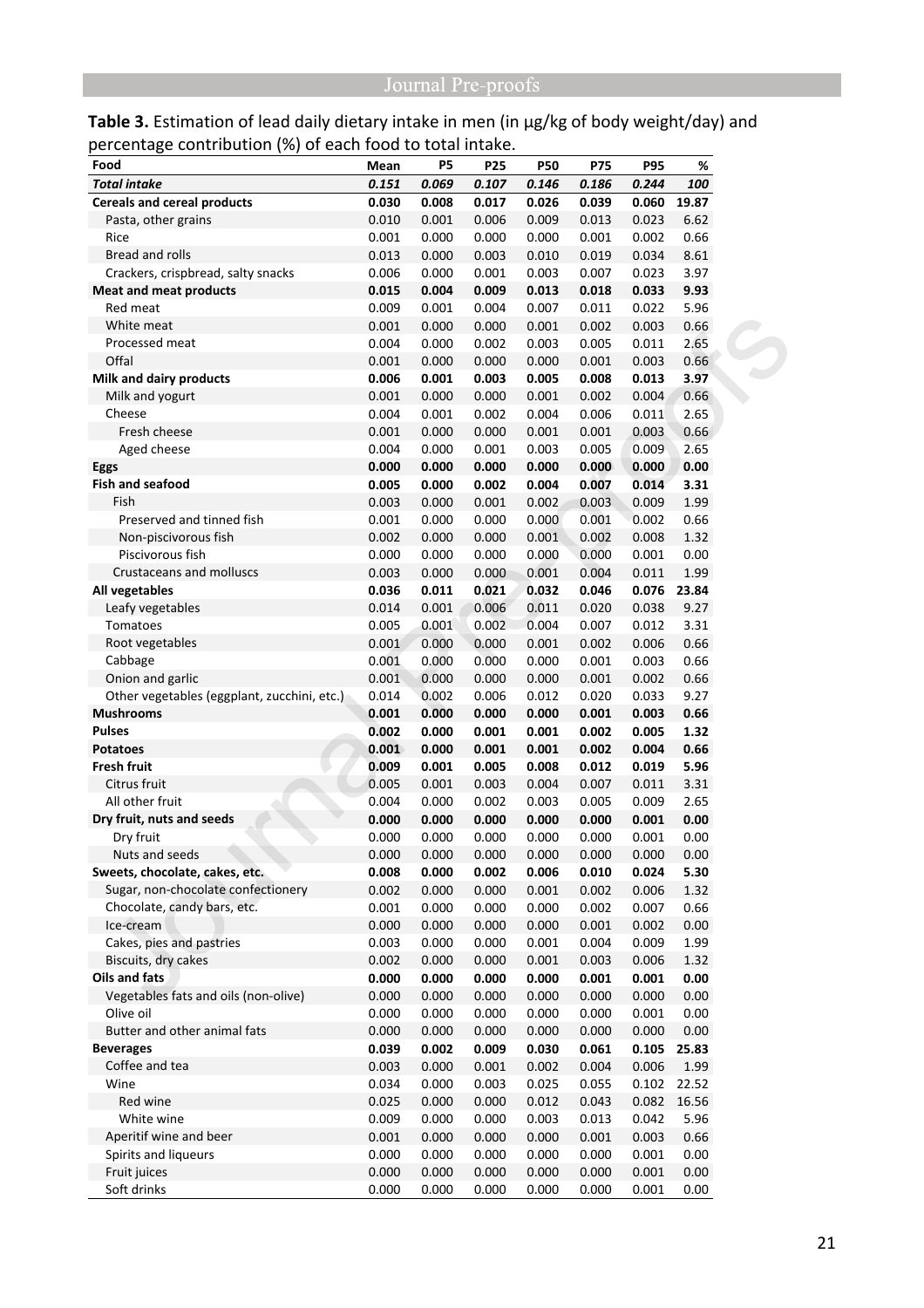**Table 3.** Estimation of lead daily dietary intake in men (in µg/kg of body weight/day) and percentage contribution (%) of each food to total intake.

| Food | Mean | P5 | P25 | P50 | P75 | P95 | % |
|---|---|---|---|---|---|---|---|
| ***Total intake*** | ***0.151*** | ***0.069*** | ***0.107*** | ***0.146*** | ***0.186*** | ***0.244*** | ***100*** |
| **Cereals and cereal products** | **0.030** | **0.008** | **0.017** | **0.026** | **0.039** | **0.060** | **19.87** |
| Pasta, other grains | 0.010 | 0.001 | 0.006 | 0.009 | 0.013 | 0.023 | 6.62 |
| Rice | 0.001 | 0.000 | 0.000 | 0.000 | 0.001 | 0.002 | 0.66 |
| Bread and rolls | 0.013 | 0.000 | 0.003 | 0.010 | 0.019 | 0.034 | 8.61 |
| Crackers, crispbread, salty snacks | 0.006 | 0.000 | 0.001 | 0.003 | 0.007 | 0.023 | 3.97 |
| **Meat and meat products** | **0.015** | **0.004** | **0.009** | **0.013** | **0.018** | **0.033** | **9.93** |
| Red meat | 0.009 | 0.001 | 0.004 | 0.007 | 0.011 | 0.022 | 5.96 |
| White meat | 0.001 | 0.000 | 0.000 | 0.001 | 0.002 | 0.003 | 0.66 |
| Processed meat | 0.004 | 0.000 | 0.002 | 0.003 | 0.005 | 0.011 | 2.65 |
| Offal | 0.001 | 0.000 | 0.000 | 0.000 | 0.001 | 0.003 | 0.66 |
| **Milk and dairy products** | **0.006** | **0.001** | **0.003** | **0.005** | **0.008** | **0.013** | **3.97** |
| Milk and yogurt | 0.001 | 0.000 | 0.000 | 0.001 | 0.002 | 0.004 | 0.66 |
| Cheese | 0.004 | 0.001 | 0.002 | 0.004 | 0.006 | 0.011 | 2.65 |
| Fresh cheese | 0.001 | 0.000 | 0.000 | 0.001 | 0.001 | 0.003 | 0.66 |
| Aged cheese | 0.004 | 0.000 | 0.001 | 0.003 | 0.005 | 0.009 | 2.65 |
| **Eggs** | **0.000** | **0.000** | **0.000** | **0.000** | **0.000** | **0.000** | **0.00** |
| **Fish and seafood** | **0.005** | **0.000** | **0.002** | **0.004** | **0.007** | **0.014** | **3.31** |
| Fish | 0.003 | 0.000 | 0.001 | 0.002 | 0.003 | 0.009 | 1.99 |
| Preserved and tinned fish | 0.001 | 0.000 | 0.000 | 0.000 | 0.001 | 0.002 | 0.66 |
| Non-piscivorous fish | 0.002 | 0.000 | 0.000 | 0.001 | 0.002 | 0.008 | 1.32 |
| Piscivorous fish | 0.000 | 0.000 | 0.000 | 0.000 | 0.000 | 0.001 | 0.00 |
| Crustaceans and molluscs | 0.003 | 0.000 | 0.000 | 0.001 | 0.004 | 0.011 | 1.99 |
| **All vegetables** | **0.036** | **0.011** | **0.021** | **0.032** | **0.046** | **0.076** | **23.84** |
| Leafy vegetables | 0.014 | 0.001 | 0.006 | 0.011 | 0.020 | 0.038 | 9.27 |
| Tomatoes | 0.005 | 0.001 | 0.002 | 0.004 | 0.007 | 0.012 | 3.31 |
| Root vegetables | 0.001 | 0.000 | 0.000 | 0.001 | 0.002 | 0.006 | 0.66 |
| Cabbage | 0.001 | 0.000 | 0.000 | 0.000 | 0.001 | 0.003 | 0.66 |
| Onion and garlic | 0.001 | 0.000 | 0.000 | 0.000 | 0.001 | 0.002 | 0.66 |
| Other vegetables (eggplant, zucchini, etc.) | 0.014 | 0.002 | 0.006 | 0.012 | 0.020 | 0.033 | 9.27 |
| **Mushrooms** | **0.001** | **0.000** | **0.000** | **0.000** | **0.001** | **0.003** | **0.66** |
| **Pulses** | **0.002** | **0.000** | **0.001** | **0.001** | **0.002** | **0.005** | **1.32** |
| **Potatoes** | **0.001** | **0.000** | **0.001** | **0.001** | **0.002** | **0.004** | **0.66** |
| **Fresh fruit** | **0.009** | **0.001** | **0.005** | **0.008** | **0.012** | **0.019** | **5.96** |
| Citrus fruit | 0.005 | 0.001 | 0.003 | 0.004 | 0.007 | 0.011 | 3.31 |
| All other fruit | 0.004 | 0.000 | 0.002 | 0.003 | 0.005 | 0.009 | 2.65 |
| **Dry fruit, nuts and seeds** | **0.000** | **0.000** | **0.000** | **0.000** | **0.000** | **0.001** | **0.00** |
| Dry fruit | 0.000 | 0.000 | 0.000 | 0.000 | 0.000 | 0.001 | 0.00 |
| Nuts and seeds | 0.000 | 0.000 | 0.000 | 0.000 | 0.000 | 0.000 | 0.00 |
| **Sweets, chocolate, cakes, etc.** | **0.008** | **0.000** | **0.002** | **0.006** | **0.010** | **0.024** | **5.30** |
| Sugar, non-chocolate confectionery | 0.002 | 0.000 | 0.000 | 0.001 | 0.002 | 0.006 | 1.32 |
| Chocolate, candy bars, etc. | 0.001 | 0.000 | 0.000 | 0.000 | 0.002 | 0.007 | 0.66 |
| Ice-cream | 0.000 | 0.000 | 0.000 | 0.000 | 0.001 | 0.002 | 0.00 |
| Cakes, pies and pastries | 0.003 | 0.000 | 0.000 | 0.001 | 0.004 | 0.009 | 1.99 |
| Biscuits, dry cakes | 0.002 | 0.000 | 0.000 | 0.001 | 0.003 | 0.006 | 1.32 |
| **Oils and fats** | **0.000** | **0.000** | **0.000** | **0.000** | **0.001** | **0.001** | **0.00** |
| Vegetables fats and oils (non-olive) | 0.000 | 0.000 | 0.000 | 0.000 | 0.000 | 0.000 | 0.00 |
| Olive oil | 0.000 | 0.000 | 0.000 | 0.000 | 0.000 | 0.001 | 0.00 |
| Butter and other animal fats | 0.000 | 0.000 | 0.000 | 0.000 | 0.000 | 0.000 | 0.00 |
| **Beverages** | **0.039** | **0.002** | **0.009** | **0.030** | **0.061** | **0.105** | **25.83** |
| Coffee and tea | 0.003 | 0.000 | 0.001 | 0.002 | 0.004 | 0.006 | 1.99 |
| Wine | 0.034 | 0.000 | 0.003 | 0.025 | 0.055 | 0.102 | 22.52 |
| Red wine | 0.025 | 0.000 | 0.000 | 0.012 | 0.043 | 0.082 | 16.56 |
| White wine | 0.009 | 0.000 | 0.000 | 0.003 | 0.013 | 0.042 | 5.96 |
| Aperitif wine and beer | 0.001 | 0.000 | 0.000 | 0.000 | 0.001 | 0.003 | 0.66 |
| Spirits and liqueurs | 0.000 | 0.000 | 0.000 | 0.000 | 0.000 | 0.001 | 0.00 |
| Fruit juices | 0.000 | 0.000 | 0.000 | 0.000 | 0.000 | 0.001 | 0.00 |
| Soft drinks | 0.000 | 0.000 | 0.000 | 0.000 | 0.000 | 0.001 | 0.00 |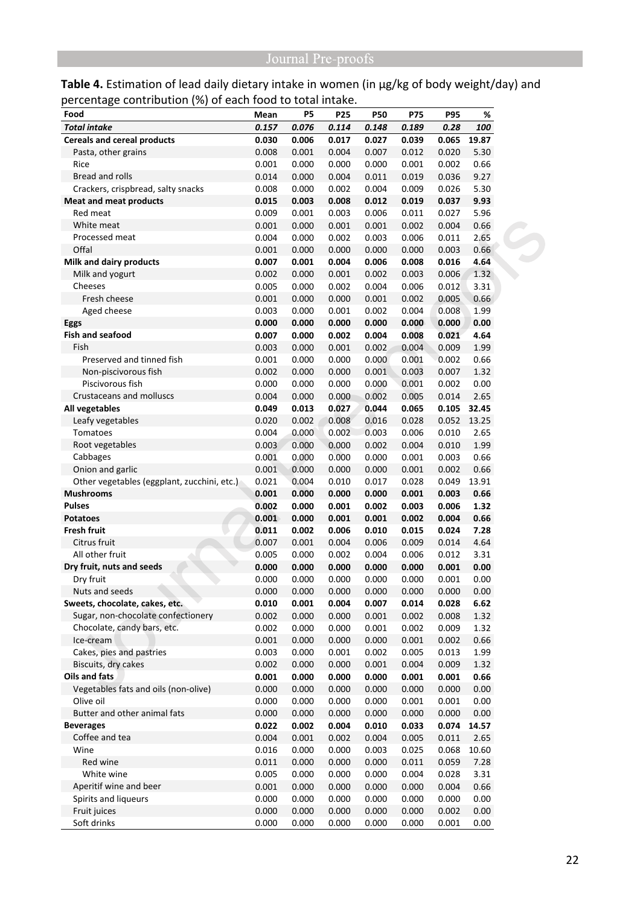**Table 4.** Estimation of lead daily dietary intake in women (in µg/kg of body weight/day) and percentage contribution (%) of each food to total intake.

| Food | Mean | P5 | P25 | P50 | P75 | P95 | % |
|---|---|---|---|---|---|---|---|
| ***Total intake*** | ***0.157*** | ***0.076*** | ***0.114*** | ***0.148*** | ***0.189*** | ***0.28*** | ***100*** |
| **Cereals and cereal products** | **0.030** | **0.006** | **0.017** | **0.027** | **0.039** | **0.065** | **19.87** |
| Pasta, other grains | 0.008 | 0.001 | 0.004 | 0.007 | 0.012 | 0.020 | 5.30 |
| Rice | 0.001 | 0.000 | 0.000 | 0.000 | 0.001 | 0.002 | 0.66 |
| Bread and rolls | 0.014 | 0.000 | 0.004 | 0.011 | 0.019 | 0.036 | 9.27 |
| Crackers, crispbread, salty snacks | 0.008 | 0.000 | 0.002 | 0.004 | 0.009 | 0.026 | 5.30 |
| **Meat and meat products** | **0.015** | **0.003** | **0.008** | **0.012** | **0.019** | **0.037** | **9.93** |
| Red meat | 0.009 | 0.001 | 0.003 | 0.006 | 0.011 | 0.027 | 5.96 |
| White meat | 0.001 | 0.000 | 0.001 | 0.001 | 0.002 | 0.004 | 0.66 |
| Processed meat | 0.004 | 0.000 | 0.002 | 0.003 | 0.006 | 0.011 | 2.65 |
| Offal | 0.001 | 0.000 | 0.000 | 0.000 | 0.000 | 0.003 | 0.66 |
| **Milk and dairy products** | **0.007** | **0.001** | **0.004** | **0.006** | **0.008** | **0.016** | **4.64** |
| Milk and yogurt | 0.002 | 0.000 | 0.001 | 0.002 | 0.003 | 0.006 | 1.32 |
| Cheeses | 0.005 | 0.000 | 0.002 | 0.004 | 0.006 | 0.012 | 3.31 |
| Fresh cheese | 0.001 | 0.000 | 0.000 | 0.001 | 0.002 | 0.005 | 0.66 |
| Aged cheese | 0.003 | 0.000 | 0.001 | 0.002 | 0.004 | 0.008 | 1.99 |
| **Eggs** | **0.000** | **0.000** | **0.000** | **0.000** | **0.000** | **0.000** | **0.00** |
| **Fish and seafood** | **0.007** | **0.000** | **0.002** | **0.004** | **0.008** | **0.021** | **4.64** |
| Fish | 0.003 | 0.000 | 0.001 | 0.002 | 0.004 | 0.009 | 1.99 |
| Preserved and tinned fish | 0.001 | 0.000 | 0.000 | 0.000 | 0.001 | 0.002 | 0.66 |
| Non-piscivorous fish | 0.002 | 0.000 | 0.000 | 0.001 | 0.003 | 0.007 | 1.32 |
| Piscivorous fish | 0.000 | 0.000 | 0.000 | 0.000 | 0.001 | 0.002 | 0.00 |
| Crustaceans and molluscs | 0.004 | 0.000 | 0.000 | 0.002 | 0.005 | 0.014 | 2.65 |
| **All vegetables** | **0.049** | **0.013** | **0.027** | **0.044** | **0.065** | **0.105** | **32.45** |
| Leafy vegetables | 0.020 | 0.002 | 0.008 | 0.016 | 0.028 | 0.052 | 13.25 |
| Tomatoes | 0.004 | 0.000 | 0.002 | 0.003 | 0.006 | 0.010 | 2.65 |
| Root vegetables | 0.003 | 0.000 | 0.000 | 0.002 | 0.004 | 0.010 | 1.99 |
| Cabbages | 0.001 | 0.000 | 0.000 | 0.000 | 0.001 | 0.003 | 0.66 |
| Onion and garlic | 0.001 | 0.000 | 0.000 | 0.000 | 0.001 | 0.002 | 0.66 |
| Other vegetables (eggplant, zucchini, etc.) | 0.021 | 0.004 | 0.010 | 0.017 | 0.028 | 0.049 | 13.91 |
| **Mushrooms** | **0.001** | **0.000** | **0.000** | **0.000** | **0.001** | **0.003** | **0.66** |
| **Pulses** | **0.002** | **0.000** | **0.001** | **0.002** | **0.003** | **0.006** | **1.32** |
| **Potatoes** | **0.001** | **0.000** | **0.001** | **0.001** | **0.002** | **0.004** | **0.66** |
| **Fresh fruit** | **0.011** | **0.002** | **0.006** | **0.010** | **0.015** | **0.024** | **7.28** |
| Citrus fruit | 0.007 | 0.001 | 0.004 | 0.006 | 0.009 | 0.014 | 4.64 |
| All other fruit | 0.005 | 0.000 | 0.002 | 0.004 | 0.006 | 0.012 | 3.31 |
| **Dry fruit, nuts and seeds** | **0.000** | **0.000** | **0.000** | **0.000** | **0.000** | **0.001** | **0.00** |
| Dry fruit | 0.000 | 0.000 | 0.000 | 0.000 | 0.000 | 0.001 | 0.00 |
| Nuts and seeds | 0.000 | 0.000 | 0.000 | 0.000 | 0.000 | 0.000 | 0.00 |
| **Sweets, chocolate, cakes, etc.** | **0.010** | **0.001** | **0.004** | **0.007** | **0.014** | **0.028** | **6.62** |
| Sugar, non-chocolate confectionery | 0.002 | 0.000 | 0.000 | 0.001 | 0.002 | 0.008 | 1.32 |
| Chocolate, candy bars, etc. | 0.002 | 0.000 | 0.000 | 0.001 | 0.002 | 0.009 | 1.32 |
| Ice-cream | 0.001 | 0.000 | 0.000 | 0.000 | 0.001 | 0.002 | 0.66 |
| Cakes, pies and pastries | 0.003 | 0.000 | 0.001 | 0.002 | 0.005 | 0.013 | 1.99 |
| Biscuits, dry cakes | 0.002 | 0.000 | 0.000 | 0.001 | 0.004 | 0.009 | 1.32 |
| **Oils and fats** | **0.001** | **0.000** | **0.000** | **0.000** | **0.001** | **0.001** | **0.66** |
| Vegetables fats and oils (non-olive) | 0.000 | 0.000 | 0.000 | 0.000 | 0.000 | 0.000 | 0.00 |
| Olive oil | 0.000 | 0.000 | 0.000 | 0.000 | 0.001 | 0.001 | 0.00 |
| Butter and other animal fats | 0.000 | 0.000 | 0.000 | 0.000 | 0.000 | 0.000 | 0.00 |
| **Beverages** | **0.022** | **0.002** | **0.004** | **0.010** | **0.033** | **0.074** | **14.57** |
| Coffee and tea | 0.004 | 0.001 | 0.002 | 0.004 | 0.005 | 0.011 | 2.65 |
| Wine | 0.016 | 0.000 | 0.000 | 0.003 | 0.025 | 0.068 | 10.60 |
| Red wine | 0.011 | 0.000 | 0.000 | 0.000 | 0.011 | 0.059 | 7.28 |
| White wine | 0.005 | 0.000 | 0.000 | 0.000 | 0.004 | 0.028 | 3.31 |
| Aperitif wine and beer | 0.001 | 0.000 | 0.000 | 0.000 | 0.000 | 0.004 | 0.66 |
| Spirits and liqueurs | 0.000 | 0.000 | 0.000 | 0.000 | 0.000 | 0.000 | 0.00 |
| Fruit juices | 0.000 | 0.000 | 0.000 | 0.000 | 0.000 | 0.002 | 0.00 |
| Soft drinks | 0.000 | 0.000 | 0.000 | 0.000 | 0.000 | 0.001 | 0.00 |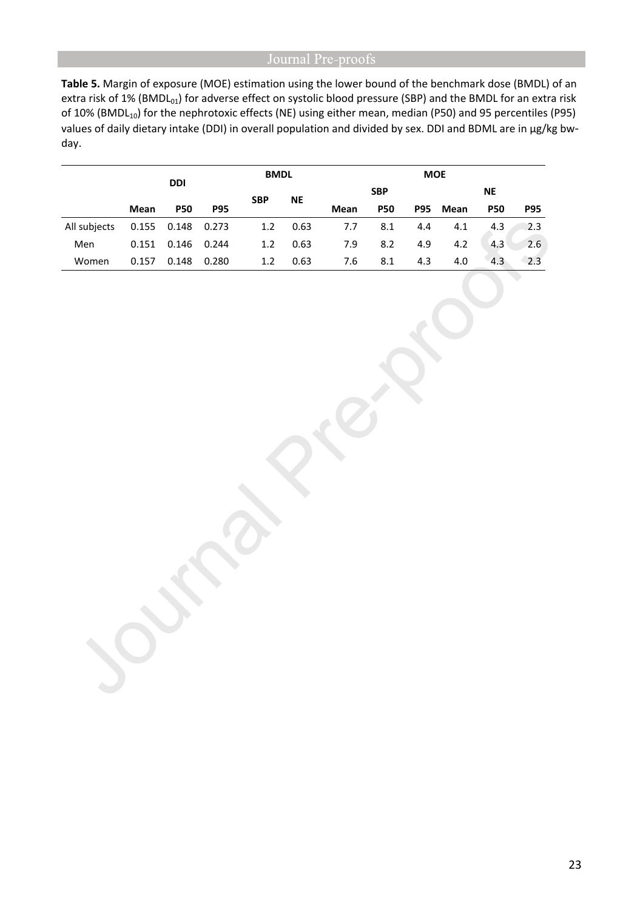**Table 5.** Margin of exposure (MOE) estimation using the lower bound of the benchmark dose (BMDL) of an extra risk of 1% ($BMDL_{01}$) for adverse effect on systolic blood pressure (SBP) and the BMDL for an extra risk of 10% ($BMDL_{10}$) for the nephrotoxic effects (NE) using either mean, median (P50) and 95 percentiles (P95) values of daily dietary intake (DDI) in overall population and divided by sex. DDI and BDML are in µg/kg bw-day.

| | DDI | | | BMDL | | MOE | | | | | |
|---|---|---|---|---|---|---|---|---|---|---|---|
| | | | | | | SBP | | | NE | | |
| | Mean | P50 | P95 | SBP | NE | Mean | P50 | P95 | Mean | P50 | P95 |
| All subjects | 0.155 | 0.148 | 0.273 | 1.2 | 0.63 | 7.7 | 8.1 | 4.4 | 4.1 | 4.3 | 2.3 |
| Men | 0.151 | 0.146 | 0.244 | 1.2 | 0.63 | 7.9 | 8.2 | 4.9 | 4.2 | 4.3 | 2.6 |
| Women | 0.157 | 0.148 | 0.280 | 1.2 | 0.63 | 7.6 | 8.1 | 4.3 | 4.0 | 4.3 | 2.3 |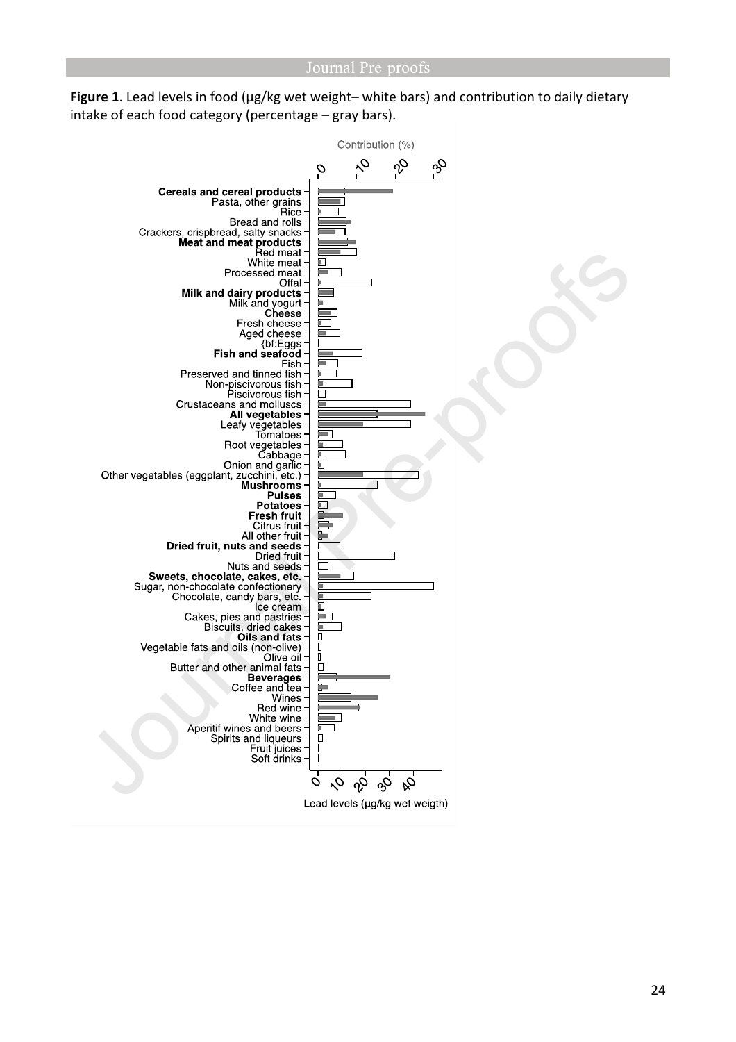**Figure 1**. Lead levels in food (µg/kg wet weight– white bars) and contribution to daily dietary intake of each food category (percentage – gray bars).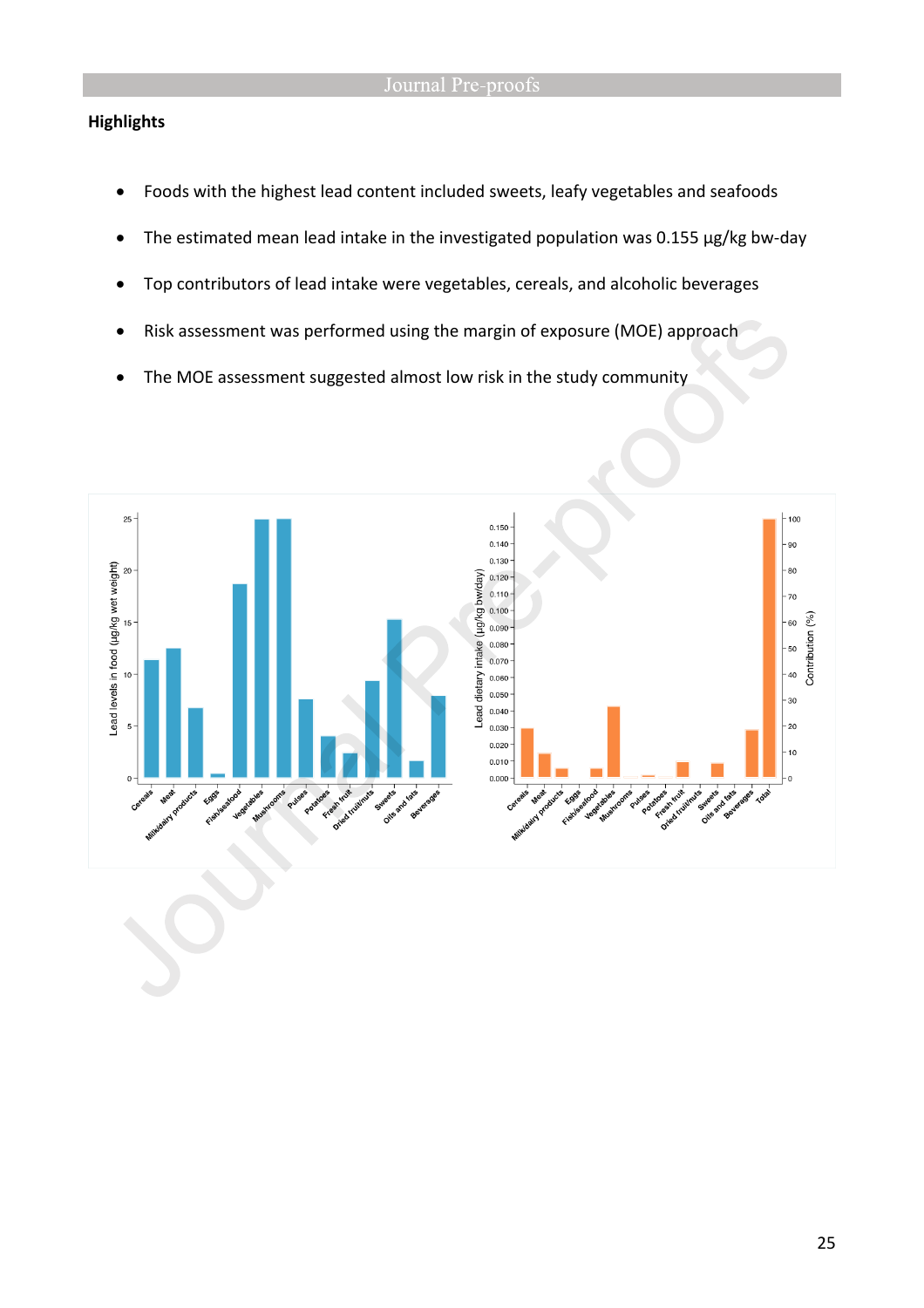## Highlights

- Foods with the highest lead content included sweets, leafy vegetables and seafoods
- The estimated mean lead intake in the investigated population was 0.155 µg/kg bw-day
- Top contributors of lead intake were vegetables, cereals, and alcoholic beverages
- Risk assessment was performed using the margin of exposure (MOE) approach
- The MOE assessment suggested almost low risk in the study community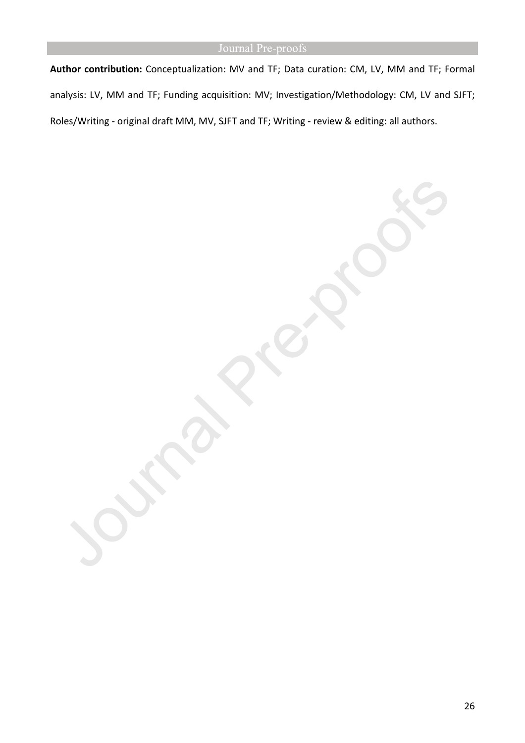**Author contribution:** Conceptualization: MV and TF; Data curation: CM, LV, MM and TF; Formal analysis: LV, MM and TF; Funding acquisition: MV; Investigation/Methodology: CM, LV and SJFT; Roles/Writing - original draft MM, MV, SJFT and TF; Writing - review & editing: all authors.